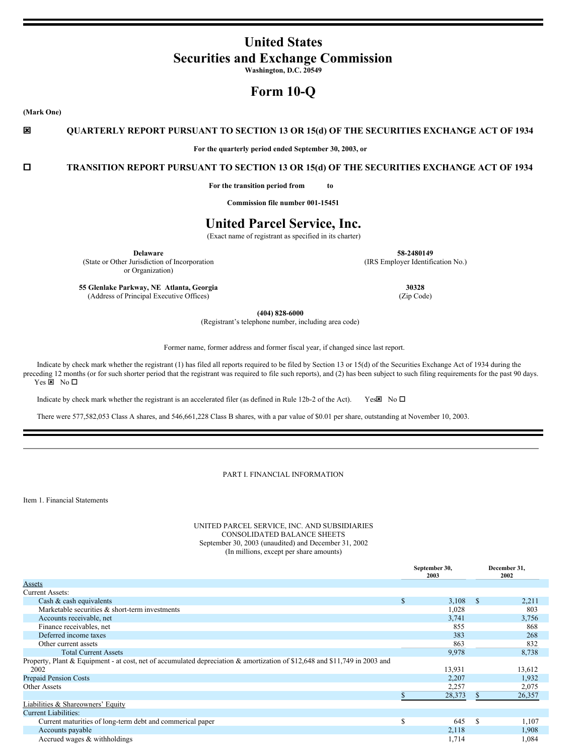# United States
# Securities and Exchange Commission
**Washington, D.C. 20549**

# Form 10-Q

**(Mark One)**

☒ **QUARTERLY REPORT PURSUANT TO SECTION 13 OR 15(d) OF THE SECURITIES EXCHANGE ACT OF 1934**

**For the quarterly period ended September 30, 2003, or**

☐ **TRANSITION REPORT PURSUANT TO SECTION 13 OR 15(d) OF THE SECURITIES EXCHANGE ACT OF 1934**

**For the transition period from to**

**Commission file number 001-15451**

# United Parcel Service, Inc.
(Exact name of registrant as specified in its charter)

| | |
|---|---|
| **Delaware** (State or Other Jurisdiction of Incorporation or Organization) | **58-2480149** (IRS Employer Identification No.) |
| **55 Glenlake Parkway, NE Atlanta, Georgia** (Address of Principal Executive Offices) | **30328** (Zip Code) |

**(404) 828-6000**
(Registrant's telephone number, including area code)

Former name, former address and former fiscal year, if changed since last report.

Indicate by check mark whether the registrant (1) has filed all reports required to be filed by Section 13 or 15(d) of the Securities Exchange Act of 1934 during the preceding 12 months (or for such shorter period that the registrant was required to file such reports), and (2) has been subject to such filing requirements for the past 90 days. Yes ☒ No ☐

Indicate by check mark whether the registrant is an accelerated filer (as defined in Rule 12b-2 of the Act). Yes☒ No ☐

There were 577,582,053 Class A shares, and 546,661,228 Class B shares, with a par value of $0.01 per share, outstanding at November 10, 2003.

---

PART I. FINANCIAL INFORMATION

Item 1. Financial Statements

UNITED PARCEL SERVICE, INC. AND SUBSIDIARIES
CONSOLIDATED BALANCE SHEETS
September 30, 2003 (unaudited) and December 31, 2002
(In millions, except per share amounts)

| | September 30, 2003 | December 31, 2002 |
|---|---|---|
| Assets | | |
| Current Assets: | | |
| Cash & cash equivalents | $ 3,108 | $ 2,211 |
| Marketable securities & short-term investments | 1,028 | 803 |
| Accounts receivable, net | 3,741 | 3,756 |
| Finance receivables, net | 855 | 868 |
| Deferred income taxes | 383 | 268 |
| Other current assets | 863 | 832 |
| Total Current Assets | 9,978 | 8,738 |
| Property, Plant & Equipment - at cost, net of accumulated depreciation & amortization of $12,648 and $11,749 in 2003 and 2002 | 13,931 | 13,612 |
| Prepaid Pension Costs | 2,207 | 1,932 |
| Other Assets | 2,257 | 2,075 |
| | $ 28,373 | $ 26,357 |
| Liabilities & Shareowners' Equity | | |
| Current Liabilities: | | |
| Current maturities of long-term debt and commerical paper | $ 645 | $ 1,107 |
| Accounts payable | 2,118 | 1,908 |
| Accrued wages & withholdings | 1,714 | 1,084 |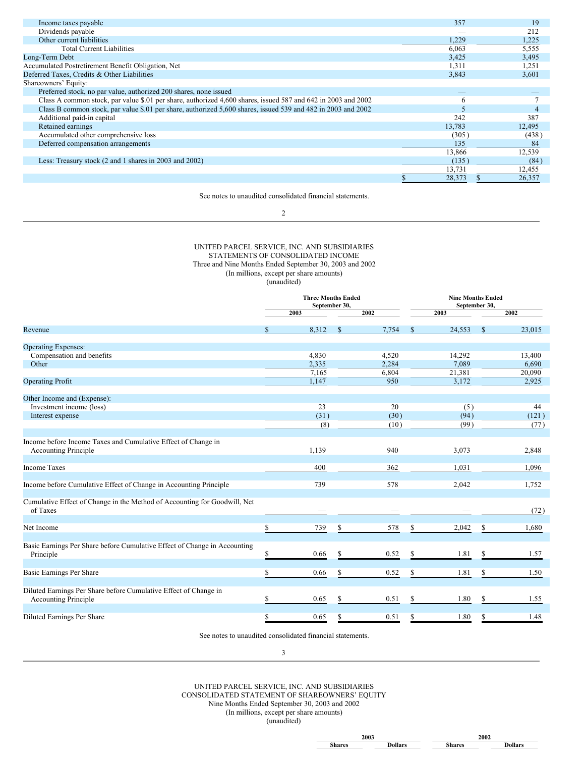| | | |
|---|---|---|
| Income taxes payable | 357 | 19 |
| Dividends payable | — | 212 |
| Other current liabilities | 1,229 | 1,225 |
| Total Current Liabilities | 6,063 | 5,555 |
| Long-Term Debt | 3,425 | 3,495 |
| Accumulated Postretirement Benefit Obligation, Net | 1,311 | 1,251 |
| Deferred Taxes, Credits & Other Liabilities | 3,843 | 3,601 |
| Shareowners' Equity: | | |
| Preferred stock, no par value, authorized 200 shares, none issued | — | — |
| Class A common stock, par value $.01 per share, authorized 4,600 shares, issued 587 and 642 in 2003 and 2002 | 6 | 7 |
| Class B common stock, par value $.01 per share, authorized 5,600 shares, issued 539 and 482 in 2003 and 2002 | 5 | 4 |
| Additional paid-in capital | 242 | 387 |
| Retained earnings | 13,783 | 12,495 |
| Accumulated other comprehensive loss | (305) | (438) |
| Deferred compensation arrangements | 135 | 84 |
| | 13,866 | 12,539 |
| Less: Treasury stock (2 and 1 shares in 2003 and 2002) | (135) | (84) |
| | 13,731 | 12,455 |
| | $ 28,373 | $ 26,357 |

See notes to unaudited consolidated financial statements.

UNITED PARCEL SERVICE, INC. AND SUBSIDIARIES
STATEMENTS OF CONSOLIDATED INCOME
Three and Nine Months Ended September 30, 2003 and 2002
(In millions, except per share amounts)
(unaudited)

| | Three Months Ended September 30, | | Nine Months Ended September 30, | |
|---|---|---|---|---|
| | 2003 | 2002 | 2003 | 2002 |
| Revenue | $ 8,312 | $ 7,754 | $ 24,553 | $ 23,015 |
| Operating Expenses: | | | | |
| Compensation and benefits | 4,830 | 4,520 | 14,292 | 13,400 |
| Other | 2,335 | 2,284 | 7,089 | 6,690 |
| | 7,165 | 6,804 | 21,381 | 20,090 |
| Operating Profit | 1,147 | 950 | 3,172 | 2,925 |
| Other Income and (Expense): | | | | |
| Investment income (loss) | 23 | 20 | (5) | 44 |
| Interest expense | (31) | (30) | (94) | (121) |
| | (8) | (10) | (99) | (77) |
| Income before Income Taxes and Cumulative Effect of Change in Accounting Principle | 1,139 | 940 | 3,073 | 2,848 |
| Income Taxes | 400 | 362 | 1,031 | 1,096 |
| Income before Cumulative Effect of Change in Accounting Principle | 739 | 578 | 2,042 | 1,752 |
| Cumulative Effect of Change in the Method of Accounting for Goodwill, Net of Taxes | — | — | — | (72) |
| Net Income | $ 739 | $ 578 | $ 2,042 | $ 1,680 |
| Basic Earnings Per Share before Cumulative Effect of Change in Accounting Principle | $ 0.66 | $ 0.52 | $ 1.81 | $ 1.57 |
| Basic Earnings Per Share | $ 0.66 | $ 0.52 | $ 1.81 | $ 1.50 |
| Diluted Earnings Per Share before Cumulative Effect of Change in Accounting Principle | $ 0.65 | $ 0.51 | $ 1.80 | $ 1.55 |
| Diluted Earnings Per Share | $ 0.65 | $ 0.51 | $ 1.80 | $ 1.48 |

See notes to unaudited consolidated financial statements.

UNITED PARCEL SERVICE, INC. AND SUBSIDIARIES
CONSOLIDATED STATEMENT OF SHAREOWNERS' EQUITY
Nine Months Ended September 30, 2003 and 2002
(In millions, except per share amounts)
(unaudited)

| | 2003 | | 2002 | |
|---|---|---|---|---|
| | Shares | Dollars | Shares | Dollars |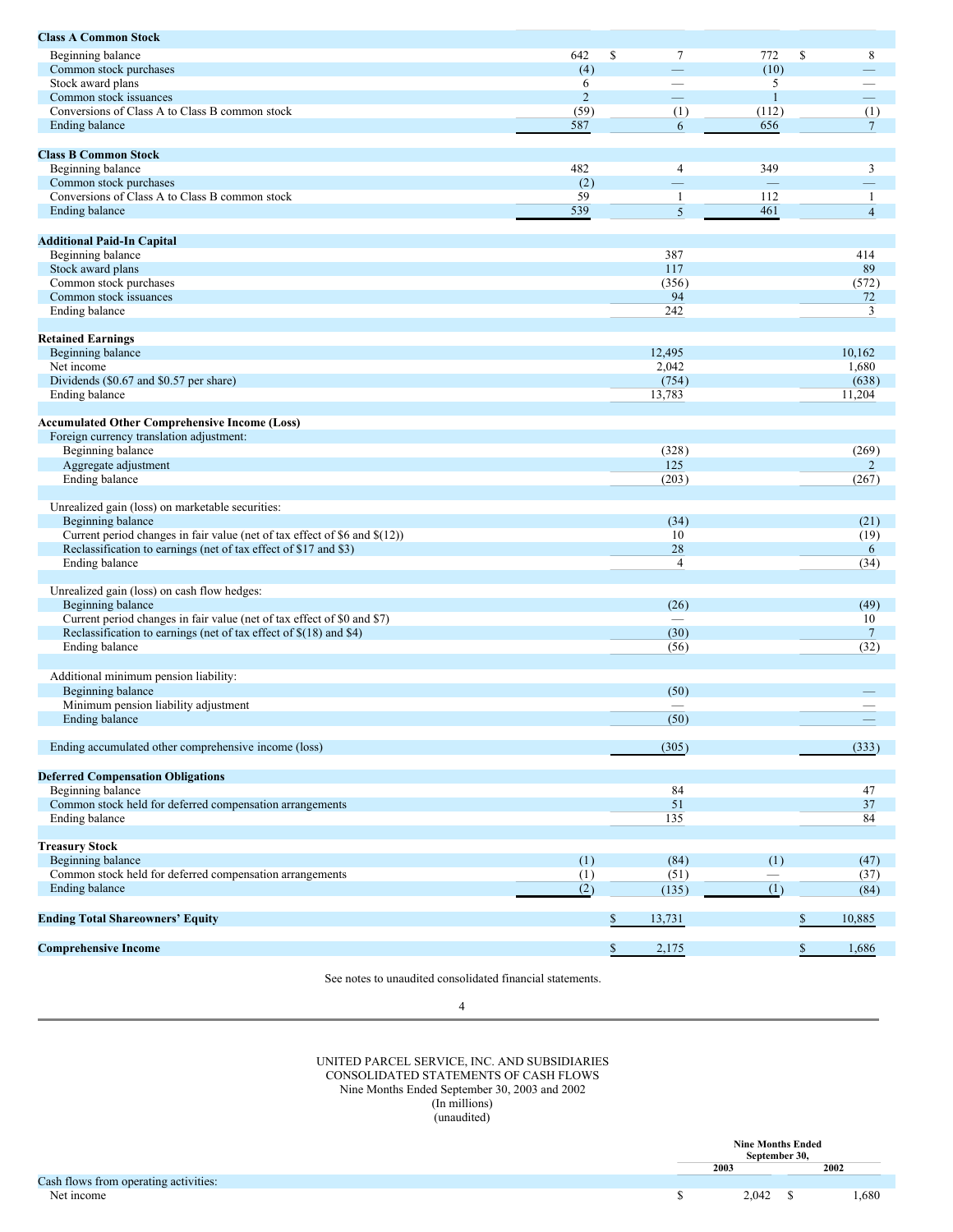| | 2003 Shares | 2003 Dollars | 2002 Shares | 2002 Dollars |
|---|---|---|---|---|
| **Class A Common Stock** | | | | |
| Beginning balance | 642 | $ 7 | 772 | $ 8 |
| Common stock purchases | (4) | — | (10) | — |
| Stock award plans | 6 | — | 5 | — |
| Common stock issuances | 2 | — | 1 | — |
| Conversions of Class A to Class B common stock | (59) | (1) | (112) | (1) |
| Ending balance | 587 | 6 | 656 | 7 |
| **Class B Common Stock** | | | | |
| Beginning balance | 482 | 4 | 349 | 3 |
| Common stock purchases | (2) | — | — | — |
| Conversions of Class A to Class B common stock | 59 | 1 | 112 | 1 |
| Ending balance | 539 | 5 | 461 | 4 |
| **Additional Paid-In Capital** | | | | |
| Beginning balance | | 387 | | 414 |
| Stock award plans | | 117 | | 89 |
| Common stock purchases | | (356) | | (572) |
| Common stock issuances | | 94 | | 72 |
| Ending balance | | 242 | | 3 |
| **Retained Earnings** | | | | |
| Beginning balance | | 12,495 | | 10,162 |
| Net income | | 2,042 | | 1,680 |
| Dividends ($0.67 and $0.57 per share) | | (754) | | (638) |
| Ending balance | | 13,783 | | 11,204 |
| **Accumulated Other Comprehensive Income (Loss)** | | | | |
| Foreign currency translation adjustment: | | | | |
| Beginning balance | | (328) | | (269) |
| Aggregate adjustment | | 125 | | 2 |
| Ending balance | | (203) | | (267) |
| Unrealized gain (loss) on marketable securities: | | | | |
| Beginning balance | | (34) | | (21) |
| Current period changes in fair value (net of tax effect of $6 and $(12)) | | 10 | | (19) |
| Reclassification to earnings (net of tax effect of $17 and $3) | | 28 | | 6 |
| Ending balance | | 4 | | (34) |
| Unrealized gain (loss) on cash flow hedges: | | | | |
| Beginning balance | | (26) | | (49) |
| Current period changes in fair value (net of tax effect of $0 and $7) | | — | | 10 |
| Reclassification to earnings (net of tax effect of $(18) and $4) | | (30) | | 7 |
| Ending balance | | (56) | | (32) |
| Additional minimum pension liability: | | | | |
| Beginning balance | | (50) | | — |
| Minimum pension liability adjustment | | — | | — |
| Ending balance | | (50) | | — |
| Ending accumulated other comprehensive income (loss) | | (305) | | (333) |
| **Deferred Compensation Obligations** | | | | |
| Beginning balance | | 84 | | 47 |
| Common stock held for deferred compensation arrangements | | 51 | | 37 |
| Ending balance | | 135 | | 84 |
| **Treasury Stock** | | | | |
| Beginning balance | (1) | (84) | (1) | (47) |
| Common stock held for deferred compensation arrangements | (1) | (51) | — | (37) |
| Ending balance | (2) | (135) | (1) | (84) |
| **Ending Total Shareowners' Equity** | | $ 13,731 | | $ 10,885 |
| **Comprehensive Income** | | $ 2,175 | | $ 1,686 |

See notes to unaudited consolidated financial statements.

UNITED PARCEL SERVICE, INC. AND SUBSIDIARIES
CONSOLIDATED STATEMENTS OF CASH FLOWS
Nine Months Ended September 30, 2003 and 2002
(In millions)
(unaudited)

| | Nine Months Ended September 30, 2003 | 2002 |
|---|---|---|
| Cash flows from operating activities: | | |
| Net income | $ 2,042 | $ 1,680 |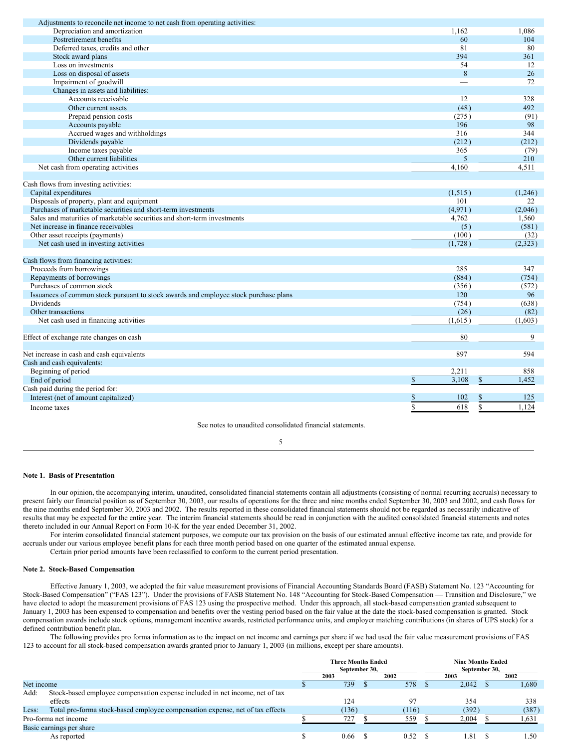| | | |
|---|---|---|
| Adjustments to reconcile net income to net cash from operating activities: | | |
| Depreciation and amortization | 1,162 | 1,086 |
| Postretirement benefits | 60 | 104 |
| Deferred taxes, credits and other | 81 | 80 |
| Stock award plans | 394 | 361 |
| Loss on investments | 54 | 12 |
| Loss on disposal of assets | 8 | 26 |
| Impairment of goodwill | — | 72 |
| Changes in assets and liabilities: | | |
| Accounts receivable | 12 | 328 |
| Other current assets | (48) | 492 |
| Prepaid pension costs | (275) | (91) |
| Accounts payable | 196 | 98 |
| Accrued wages and withholdings | 316 | 344 |
| Dividends payable | (212) | (212) |
| Income taxes payable | 365 | (79) |
| Other current liabilities | 5 | 210 |
| Net cash from operating activities | 4,160 | 4,511 |
| | | |
| Cash flows from investing activities: | | |
| Capital expenditures | (1,515) | (1,246) |
| Disposals of property, plant and equipment | 101 | 22 |
| Purchases of marketable securities and short-term investments | (4,971) | (2,046) |
| Sales and maturities of marketable securities and short-term investments | 4,762 | 1,560 |
| Net increase in finance receivables | (5) | (581) |
| Other asset receipts (payments) | (100) | (32) |
| Net cash used in investing activities | (1,728) | (2,323) |
| | | |
| Cash flows from financing activities: | | |
| Proceeds from borrowings | 285 | 347 |
| Repayments of borrowings | (884) | (754) |
| Purchases of common stock | (356) | (572) |
| Issuances of common stock pursuant to stock awards and employee stock purchase plans | 120 | 96 |
| Dividends | (754) | (638) |
| Other transactions | (26) | (82) |
| Net cash used in financing activities | (1,615) | (1,603) |
| | | |
| Effect of exchange rate changes on cash | 80 | 9 |
| | | |
| Net increase in cash and cash equivalents | 897 | 594 |
| Cash and cash equivalents: | | |
| Beginning of period | 2,211 | 858 |
| End of period | $ 3,108 | $ 1,452 |
| Cash paid during the period for: | | |
| Interest (net of amount capitalized) | $ 102 | $ 125 |
| Income taxes | $ 618 | $ 1,124 |

See notes to unaudited consolidated financial statements.

**Note 1. Basis of Presentation**

In our opinion, the accompanying interim, unaudited, consolidated financial statements contain all adjustments (consisting of normal recurring accruals) necessary to present fairly our financial position as of September 30, 2003, our results of operations for the three and nine months ended September 30, 2003 and 2002, and cash flows for the nine months ended September 30, 2003 and 2002. The results reported in these consolidated financial statements should not be regarded as necessarily indicative of results that may be expected for the entire year. The interim financial statements should be read in conjunction with the audited consolidated financial statements and notes thereto included in our Annual Report on Form 10-K for the year ended December 31, 2002.

For interim consolidated financial statement purposes, we compute our tax provision on the basis of our estimated annual effective income tax rate, and provide for accruals under our various employee benefit plans for each three month period based on one quarter of the estimated annual expense.

Certain prior period amounts have been reclassified to conform to the current period presentation.

**Note 2. Stock-Based Compensation**

Effective January 1, 2003, we adopted the fair value measurement provisions of Financial Accounting Standards Board (FASB) Statement No. 123 "Accounting for Stock-Based Compensation" ("FAS 123"). Under the provisions of FASB Statement No. 148 "Accounting for Stock-Based Compensation — Transition and Disclosure," we have elected to adopt the measurement provisions of FAS 123 using the prospective method. Under this approach, all stock-based compensation granted subsequent to January 1, 2003 has been expensed to compensation and benefits over the vesting period based on the fair value at the date the stock-based compensation is granted. Stock compensation awards include stock options, management incentive awards, restricted performance units, and employer matching contributions (in shares of UPS stock) for a defined contribution benefit plan.

The following provides pro forma information as to the impact on net income and earnings per share if we had used the fair value measurement provisions of FAS 123 to account for all stock-based compensation awards granted prior to January 1, 2003 (in millions, except per share amounts).

| | Three Months Ended September 30, | | Nine Months Ended September 30, | |
|---|---|---|---|---|
| | 2003 | 2002 | 2003 | 2002 |
| Net income | $ 739 | $ 578 | $ 2,042 | $ 1,680 |
| Add: Stock-based employee compensation expense included in net income, net of tax effects | 124 | 97 | 354 | 338 |
| Less: Total pro-forma stock-based employee compensation expense, net of tax effects | (136) | (116) | (392) | (387) |
| Pro-forma net income | $ 727 | $ 559 | $ 2,004 | $ 1,631 |
| Basic earnings per share | | | | |
| As reported | $ 0.66 | $ 0.52 | $ 1.81 | $ 1.50 |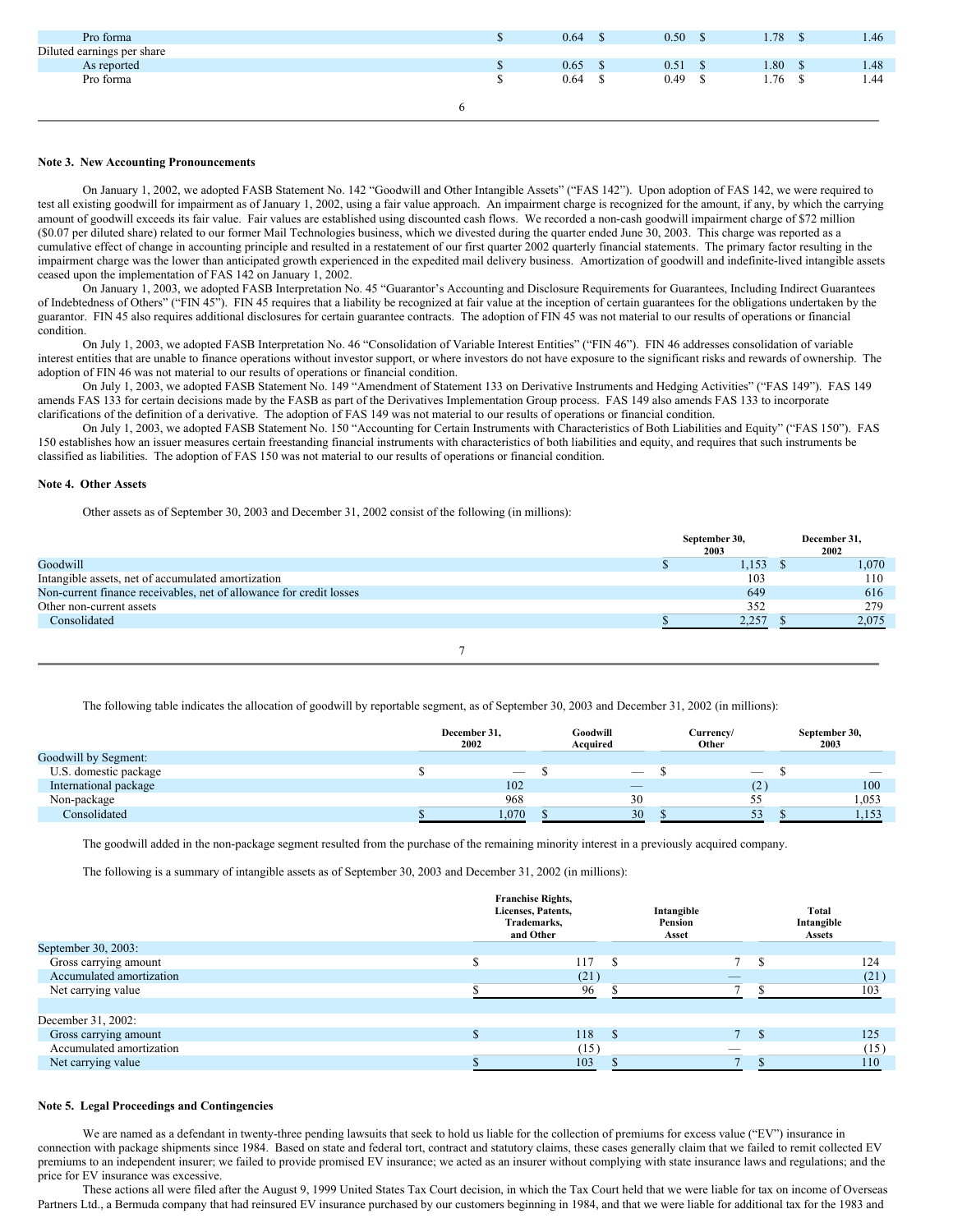| | | | | |
|---|---|---|---|---|
| Pro forma | $ 0.64 | $ 0.50 | $ 1.78 | $ 1.46 |
| Diluted earnings per share | | | | |
| As reported | $ 0.65 | $ 0.51 | $ 1.80 | $ 1.48 |
| Pro forma | $ 0.64 | $ 0.49 | $ 1.76 | $ 1.44 |

**Note 3. New Accounting Pronouncements**

On January 1, 2002, we adopted FASB Statement No. 142 "Goodwill and Other Intangible Assets" ("FAS 142"). Upon adoption of FAS 142, we were required to test all existing goodwill for impairment as of January 1, 2002, using a fair value approach. An impairment charge is recognized for the amount, if any, by which the carrying amount of goodwill exceeds its fair value. Fair values are established using discounted cash flows. We recorded a non-cash goodwill impairment charge of $72 million ($0.07 per diluted share) related to our former Mail Technologies business, which we divested during the quarter ended June 30, 2003. This charge was reported as a cumulative effect of change in accounting principle and resulted in a restatement of our first quarter 2002 quarterly financial statements. The primary factor resulting in the impairment charge was the lower than anticipated growth experienced in the expedited mail delivery business. Amortization of goodwill and indefinite-lived intangible assets ceased upon the implementation of FAS 142 on January 1, 2002.

On January 1, 2003, we adopted FASB Interpretation No. 45 "Guarantor's Accounting and Disclosure Requirements for Guarantees, Including Indirect Guarantees of Indebtedness of Others" ("FIN 45"). FIN 45 requires that a liability be recognized at fair value at the inception of certain guarantees for the obligations undertaken by the guarantor. FIN 45 also requires additional disclosures for certain guarantee contracts. The adoption of FIN 45 was not material to our results of operations or financial condition.

On July 1, 2003, we adopted FASB Interpretation No. 46 "Consolidation of Variable Interest Entities" ("FIN 46"). FIN 46 addresses consolidation of variable interest entities that are unable to finance operations without investor support, or where investors do not have exposure to the significant risks and rewards of ownership. The adoption of FIN 46 was not material to our results of operations or financial condition.

On July 1, 2003, we adopted FASB Statement No. 149 "Amendment of Statement 133 on Derivative Instruments and Hedging Activities" ("FAS 149"). FAS 149 amends FAS 133 for certain decisions made by the FASB as part of the Derivatives Implementation Group process. FAS 149 also amends FAS 133 to incorporate clarifications of the definition of a derivative. The adoption of FAS 149 was not material to our results of operations or financial condition.

On July 1, 2003, we adopted FASB Statement No. 150 "Accounting for Certain Instruments with Characteristics of Both Liabilities and Equity" ("FAS 150"). FAS 150 establishes how an issuer measures certain freestanding financial instruments with characteristics of both liabilities and equity, and requires that such instruments be classified as liabilities. The adoption of FAS 150 was not material to our results of operations or financial condition.

**Note 4. Other Assets**

Other assets as of September 30, 2003 and December 31, 2002 consist of the following (in millions):

| | September 30, 2003 | December 31, 2002 |
|---|---|---|
| Goodwill | $ 1,153 | $ 1,070 |
| Intangible assets, net of accumulated amortization | 103 | 110 |
| Non-current finance receivables, net of allowance for credit losses | 649 | 616 |
| Other non-current assets | 352 | 279 |
| Consolidated | $ 2,257 | $ 2,075 |

The following table indicates the allocation of goodwill by reportable segment, as of September 30, 2003 and December 31, 2002 (in millions):

| | December 31, 2002 | Goodwill Acquired | Currency/ Other | September 30, 2003 |
|---|---|---|---|---|
| Goodwill by Segment: | | | | |
| U.S. domestic package | $ — | $ — | $ — | $ — |
| International package | 102 | — | (2) | 100 |
| Non-package | 968 | 30 | 55 | 1,053 |
| Consolidated | $ 1,070 | $ 30 | $ 53 | $ 1,153 |

The goodwill added in the non-package segment resulted from the purchase of the remaining minority interest in a previously acquired company.

The following is a summary of intangible assets as of September 30, 2003 and December 31, 2002 (in millions):

| | Franchise Rights, Licenses, Patents, Trademarks, and Other | Intangible Pension Asset | Total Intangible Assets |
|---|---|---|---|
| September 30, 2003: | | | |
| Gross carrying amount | $ 117 | $ 7 | $ 124 |
| Accumulated amortization | (21) | — | (21) |
| Net carrying value | $ 96 | $ 7 | $ 103 |
| | | | |
| December 31, 2002: | | | |
| Gross carrying amount | $ 118 | $ 7 | $ 125 |
| Accumulated amortization | (15) | — | (15) |
| Net carrying value | $ 103 | $ 7 | $ 110 |

**Note 5. Legal Proceedings and Contingencies**

We are named as a defendant in twenty-three pending lawsuits that seek to hold us liable for the collection of premiums for excess value ("EV") insurance in connection with package shipments since 1984. Based on state and federal tort, contract and statutory claims, these cases generally claim that we failed to remit collected EV premiums to an independent insurer; we failed to provide promised EV insurance; we acted as an insurer without complying with state insurance laws and regulations; and the price for EV insurance was excessive.

These actions all were filed after the August 9, 1999 United States Tax Court decision, in which the Tax Court held that we were liable for tax on income of Overseas Partners Ltd., a Bermuda company that had reinsured EV insurance purchased by our customers beginning in 1984, and that we were liable for additional tax for the 1983 and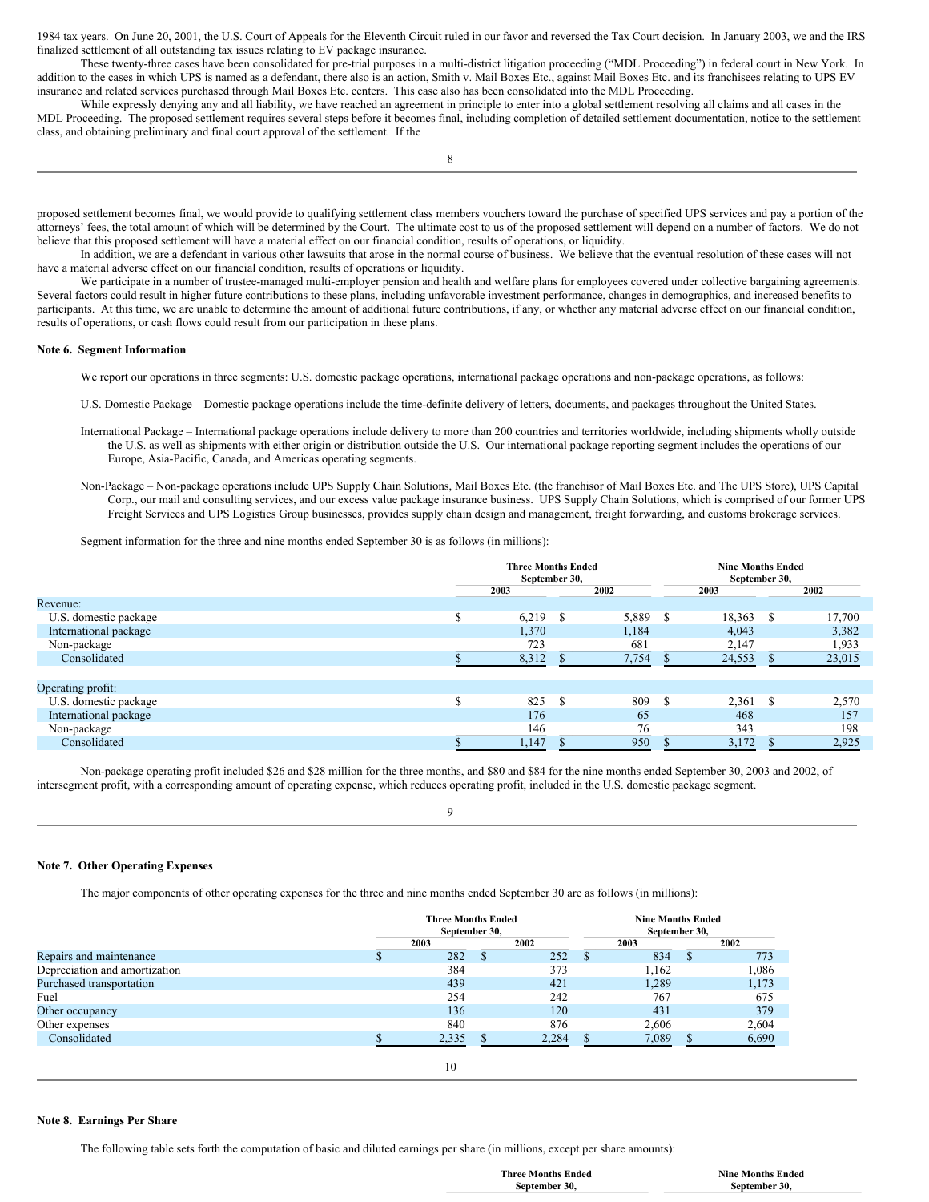1984 tax years. On June 20, 2001, the U.S. Court of Appeals for the Eleventh Circuit ruled in our favor and reversed the Tax Court decision. In January 2003, we and the IRS finalized settlement of all outstanding tax issues relating to EV package insurance.

These twenty-three cases have been consolidated for pre-trial purposes in a multi-district litigation proceeding ("MDL Proceeding") in federal court in New York. In addition to the cases in which UPS is named as a defendant, there also is an action, Smith v. Mail Boxes Etc., against Mail Boxes Etc. and its franchisees relating to UPS EV insurance and related services purchased through Mail Boxes Etc. centers. This case also has been consolidated into the MDL Proceeding.

While expressly denying any and all liability, we have reached an agreement in principle to enter into a global settlement resolving all claims and all cases in the MDL Proceeding. The proposed settlement requires several steps before it becomes final, including completion of detailed settlement documentation, notice to the settlement class, and obtaining preliminary and final court approval of the settlement. If the proposed settlement becomes final, we would provide to qualifying settlement class members vouchers toward the purchase of specified UPS services and pay a portion of the attorneys' fees, the total amount of which will be determined by the Court. The ultimate cost to us of the proposed settlement will depend on a number of factors. We do not believe that this proposed settlement will have a material effect on our financial condition, results of operations, or liquidity.

In addition, we are a defendant in various other lawsuits that arose in the normal course of business. We believe that the eventual resolution of these cases will not have a material adverse effect on our financial condition, results of operations or liquidity.

We participate in a number of trustee-managed multi-employer pension and health and welfare plans for employees covered under collective bargaining agreements. Several factors could result in higher future contributions to these plans, including unfavorable investment performance, changes in demographics, and increased benefits to participants. At this time, we are unable to determine the amount of additional future contributions, if any, or whether any material adverse effect on our financial condition, results of operations, or cash flows could result from our participation in these plans.

**Note 6. Segment Information**

We report our operations in three segments: U.S. domestic package operations, international package operations and non-package operations, as follows:

U.S. Domestic Package – Domestic package operations include the time-definite delivery of letters, documents, and packages throughout the United States.

International Package – International package operations include delivery to more than 200 countries and territories worldwide, including shipments wholly outside the U.S. as well as shipments with either origin or distribution outside the U.S. Our international package reporting segment includes the operations of our Europe, Asia-Pacific, Canada, and Americas operating segments.

Non-Package – Non-package operations include UPS Supply Chain Solutions, Mail Boxes Etc. (the franchisor of Mail Boxes Etc. and The UPS Store), UPS Capital Corp., our mail and consulting services, and our excess value package insurance business. UPS Supply Chain Solutions, which is comprised of our former UPS Freight Services and UPS Logistics Group businesses, provides supply chain design and management, freight forwarding, and customs brokerage services.

Segment information for the three and nine months ended September 30 is as follows (in millions):

| | Three Months Ended September 30, | | Nine Months Ended September 30, | |
|---|---|---|---|---|
| | 2003 | 2002 | 2003 | 2002 |
| Revenue: | | | | |
| U.S. domestic package | $ 6,219 | $ 5,889 | $ 18,363 | $ 17,700 |
| International package | 1,370 | 1,184 | 4,043 | 3,382 |
| Non-package | 723 | 681 | 2,147 | 1,933 |
| Consolidated | $ 8,312 | $ 7,754 | $ 24,553 | $ 23,015 |
| Operating profit: | | | | |
| U.S. domestic package | $ 825 | $ 809 | $ 2,361 | $ 2,570 |
| International package | 176 | 65 | 468 | 157 |
| Non-package | 146 | 76 | 343 | 198 |
| Consolidated | $ 1,147 | $ 950 | $ 3,172 | $ 2,925 |

Non-package operating profit included $26 and $28 million for the three months, and $80 and $84 for the nine months ended September 30, 2003 and 2002, of intersegment profit, with a corresponding amount of operating expense, which reduces operating profit, included in the U.S. domestic package segment.

**Note 7. Other Operating Expenses**

The major components of other operating expenses for the three and nine months ended September 30 are as follows (in millions):

| | Three Months Ended September 30, | | Nine Months Ended September 30, | |
|---|---|---|---|---|
| | 2003 | 2002 | 2003 | 2002 |
| Repairs and maintenance | $ 282 | $ 252 | $ 834 | $ 773 |
| Depreciation and amortization | 384 | 373 | 1,162 | 1,086 |
| Purchased transportation | 439 | 421 | 1,289 | 1,173 |
| Fuel | 254 | 242 | 767 | 675 |
| Other occupancy | 136 | 120 | 431 | 379 |
| Other expenses | 840 | 876 | 2,606 | 2,604 |
| Consolidated | $ 2,335 | $ 2,284 | $ 7,089 | $ 6,690 |

**Note 8. Earnings Per Share**

The following table sets forth the computation of basic and diluted earnings per share (in millions, except per share amounts):

| | Three Months Ended September 30, | Nine Months Ended September 30, |
|---|---|---|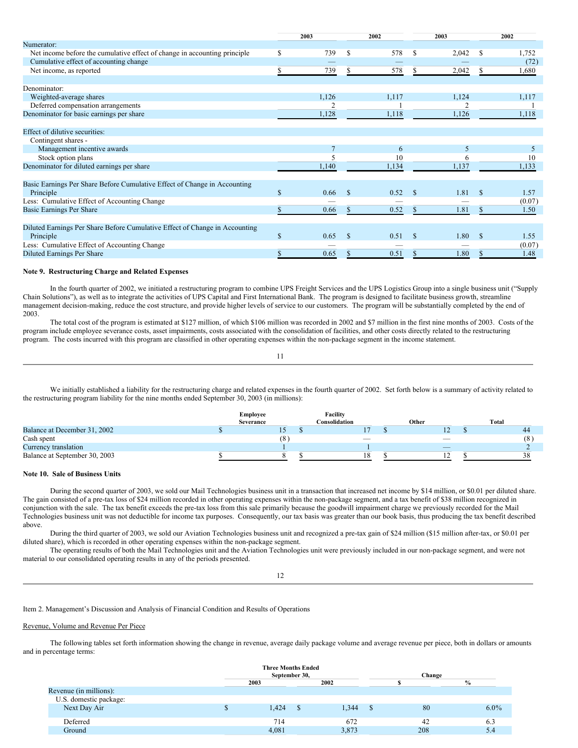| | 2003 | 2002 | 2003 | 2002 |
|---|---|---|---|---|
| Numerator: | | | | |
| Net income before the cumulative effect of change in accounting principle | $ 739 | $ 578 | $ 2,042 | $ 1,752 |
| Cumulative effect of accounting change | — | — | — | (72) |
| Net income, as reported | $ 739 | $ 578 | $ 2,042 | $ 1,680 |
| | | | | |
| Denominator: | | | | |
| Weighted-average shares | 1,126 | 1,117 | 1,124 | 1,117 |
| Deferred compensation arrangements | 2 | 1 | 2 | 1 |
| Denominator for basic earnings per share | 1,128 | 1,118 | 1,126 | 1,118 |
| | | | | |
| Effect of dilutive securities: | | | | |
| Contingent shares - | | | | |
| Management incentive awards | 7 | 6 | 5 | 5 |
| Stock option plans | 5 | 10 | 6 | 10 |
| Denominator for diluted earnings per share | 1,140 | 1,134 | 1,137 | 1,133 |
| | | | | |
| Basic Earnings Per Share Before Cumulative Effect of Change in Accounting Principle | $ 0.66 | $ 0.52 | $ 1.81 | $ 1.57 |
| Less: Cumulative Effect of Accounting Change | — | — | — | (0.07) |
| Basic Earnings Per Share | $ 0.66 | $ 0.52 | $ 1.81 | $ 1.50 |
| | | | | |
| Diluted Earnings Per Share Before Cumulative Effect of Change in Accounting Principle | $ 0.65 | $ 0.51 | $ 1.80 | $ 1.55 |
| Less: Cumulative Effect of Accounting Change | — | — | — | (0.07) |
| Diluted Earnings Per Share | $ 0.65 | $ 0.51 | $ 1.80 | $ 1.48 |

**Note 9. Restructuring Charge and Related Expenses**

In the fourth quarter of 2002, we initiated a restructuring program to combine UPS Freight Services and the UPS Logistics Group into a single business unit ("Supply Chain Solutions"), as well as to integrate the activities of UPS Capital and First International Bank. The program is designed to facilitate business growth, streamline management decision-making, reduce the cost structure, and provide higher levels of service to our customers. The program will be substantially completed by the end of 2003.

The total cost of the program is estimated at $127 million, of which $106 million was recorded in 2002 and $7 million in the first nine months of 2003. Costs of the program include employee severance costs, asset impairments, costs associated with the consolidation of facilities, and other costs directly related to the restructuring program. The costs incurred with this program are classified in other operating expenses within the non-package segment in the income statement.

We initially established a liability for the restructuring charge and related expenses in the fourth quarter of 2002. Set forth below is a summary of activity related to the restructuring program liability for the nine months ended September 30, 2003 (in millions):

| | Employee Severance | Facility Consolidation | Other | Total |
|---|---|---|---|---|
| Balance at December 31, 2002 | $ 15 | $ 17 | $ 12 | $ 44 |
| Cash spent | (8) | — | — | (8) |
| Currency translation | 1 | 1 | — | 2 |
| Balance at September 30, 2003 | $ 8 | $ 18 | $ 12 | $ 38 |

**Note 10. Sale of Business Units**

During the second quarter of 2003, we sold our Mail Technologies business unit in a transaction that increased net income by $14 million, or $0.01 per diluted share. The gain consisted of a pre-tax loss of $24 million recorded in other operating expenses within the non-package segment, and a tax benefit of $38 million recognized in conjunction with the sale. The tax benefit exceeds the pre-tax loss from this sale primarily because the goodwill impairment charge we previously recorded for the Mail Technologies business unit was not deductible for income tax purposes. Consequently, our tax basis was greater than our book basis, thus producing the tax benefit described above.

During the third quarter of 2003, we sold our Aviation Technologies business unit and recognized a pre-tax gain of $24 million ($15 million after-tax, or $0.01 per diluted share), which is recorded in other operating expenses within the non-package segment.

The operating results of both the Mail Technologies unit and the Aviation Technologies unit were previously included in our non-package segment, and were not material to our consolidated operating results in any of the periods presented.

Item 2. Management's Discussion and Analysis of Financial Condition and Results of Operations

Revenue, Volume and Revenue Per Piece

The following tables set forth information showing the change in revenue, average daily package volume and average revenue per piece, both in dollars or amounts and in percentage terms:

| | Three Months Ended September 30, | | Change | |
|---|---|---|---|---|
| | 2003 | 2002 | $ | % |
| Revenue (in millions): | | | | |
| U.S. domestic package: | | | | |
| Next Day Air | $ 1,424 | $ 1,344 | $ 80 | 6.0% |
| Deferred | 714 | 672 | 42 | 6.3 |
| Ground | 4,081 | 3,873 | 208 | 5.4 |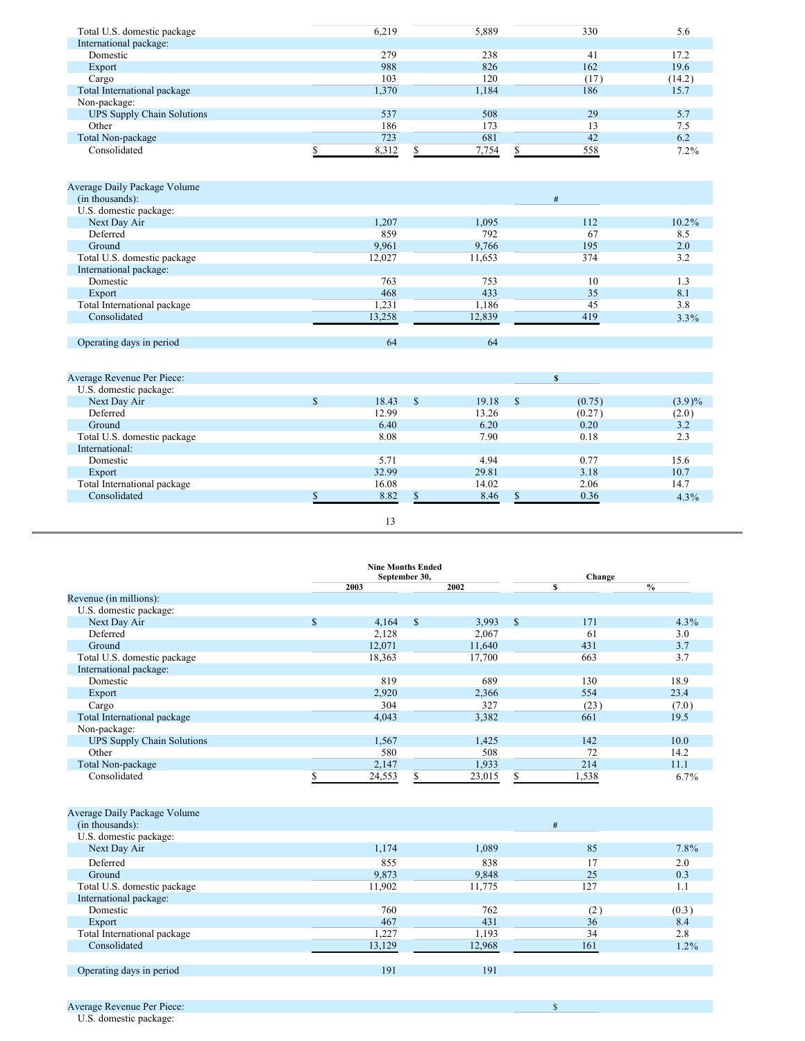| | | | | |
|---|---|---|---|---|
| Total U.S. domestic package | 6,219 | 5,889 | 330 | 5.6 |
| International package: | | | | |
| Domestic | 279 | 238 | 41 | 17.2 |
| Export | 988 | 826 | 162 | 19.6 |
| Cargo | 103 | 120 | (17) | (14.2) |
| Total International package | 1,370 | 1,184 | 186 | 15.7 |
| Non-package: | | | | |
| UPS Supply Chain Solutions | 537 | 508 | 29 | 5.7 |
| Other | 186 | 173 | 13 | 7.5 |
| Total Non-package | 723 | 681 | 42 | 6.2 |
| Consolidated | $ 8,312 | $ 7,754 | $ 558 | 7.2% |

| Average Daily Package Volume (in thousands): | | | # | |
|---|---|---|---|---|
| U.S. domestic package: | | | | |
| Next Day Air | 1,207 | 1,095 | 112 | 10.2% |
| Deferred | 859 | 792 | 67 | 8.5 |
| Ground | 9,961 | 9,766 | 195 | 2.0 |
| Total U.S. domestic package | 12,027 | 11,653 | 374 | 3.2 |
| International package: | | | | |
| Domestic | 763 | 753 | 10 | 1.3 |
| Export | 468 | 433 | 35 | 8.1 |
| Total International package | 1,231 | 1,186 | 45 | 3.8 |
| Consolidated | 13,258 | 12,839 | 419 | 3.3% |
| | | | | |
| Operating days in period | 64 | 64 | | |

| Average Revenue Per Piece: | | | $ | |
|---|---|---|---|---|
| U.S. domestic package: | | | | |
| Next Day Air | $ 18.43 | $ 19.18 | $ (0.75) | (3.9)% |
| Deferred | 12.99 | 13.26 | (0.27) | (2.0) |
| Ground | 6.40 | 6.20 | 0.20 | 3.2 |
| Total U.S. domestic package | 8.08 | 7.90 | 0.18 | 2.3 |
| International: | | | | |
| Domestic | 5.71 | 4.94 | 0.77 | 15.6 |
| Export | 32.99 | 29.81 | 3.18 | 10.7 |
| Total International package | 16.08 | 14.02 | 2.06 | 14.7 |
| Consolidated | $ 8.82 | $ 8.46 | $ 0.36 | 4.3% |

| | Nine Months Ended September 30, | | Change | |
|---|---|---|---|---|
| | 2003 | 2002 | $ | % |
| Revenue (in millions): | | | | |
| U.S. domestic package: | | | | |
| Next Day Air | $ 4,164 | $ 3,993 | $ 171 | 4.3% |
| Deferred | 2,128 | 2,067 | 61 | 3.0 |
| Ground | 12,071 | 11,640 | 431 | 3.7 |
| Total U.S. domestic package | 18,363 | 17,700 | 663 | 3.7 |
| International package: | | | | |
| Domestic | 819 | 689 | 130 | 18.9 |
| Export | 2,920 | 2,366 | 554 | 23.4 |
| Cargo | 304 | 327 | (23) | (7.0) |
| Total International package | 4,043 | 3,382 | 661 | 19.5 |
| Non-package: | | | | |
| UPS Supply Chain Solutions | 1,567 | 1,425 | 142 | 10.0 |
| Other | 580 | 508 | 72 | 14.2 |
| Total Non-package | 2,147 | 1,933 | 214 | 11.1 |
| Consolidated | $ 24,553 | $ 23,015 | $ 1,538 | 6.7% |

| Average Daily Package Volume (in thousands): | | | # | |
|---|---|---|---|---|
| U.S. domestic package: | | | | |
| Next Day Air | 1,174 | 1,089 | 85 | 7.8% |
| Deferred | 855 | 838 | 17 | 2.0 |
| Ground | 9,873 | 9,848 | 25 | 0.3 |
| Total U.S. domestic package | 11,902 | 11,775 | 127 | 1.1 |
| International package: | | | | |
| Domestic | 760 | 762 | (2) | (0.3) |
| Export | 467 | 431 | 36 | 8.4 |
| Total International package | 1,227 | 1,193 | 34 | 2.8 |
| Consolidated | 13,129 | 12,968 | 161 | 1.2% |
| | | | | |
| Operating days in period | 191 | 191 | | |

| Average Revenue Per Piece: | | | $ | |
|---|---|---|---|---|
| U.S. domestic package: | | | | |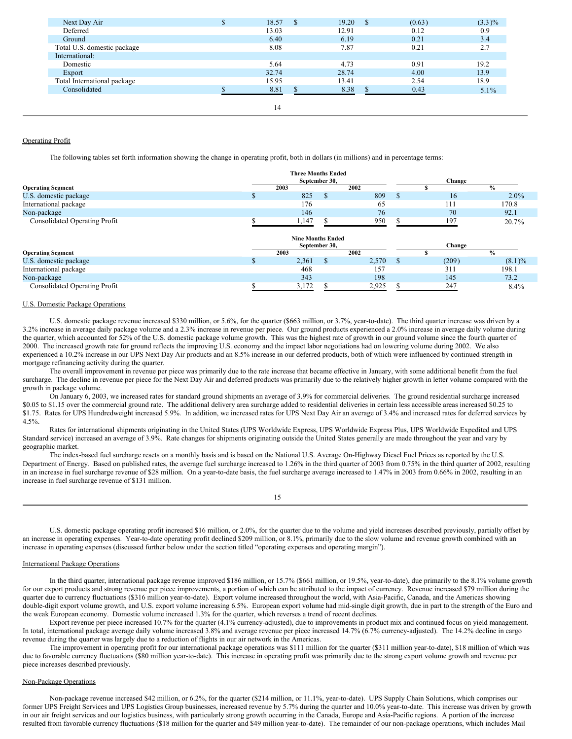| | | | | |
|---|---|---|---|---|
| Next Day Air | $ 18.57 | $ 19.20 | $ (0.63) | (3.3)% |
| Deferred | 13.03 | 12.91 | 0.12 | 0.9 |
| Ground | 6.40 | 6.19 | 0.21 | 3.4 |
| Total U.S. domestic package | 8.08 | 7.87 | 0.21 | 2.7 |
| International: | | | | |
| Domestic | 5.64 | 4.73 | 0.91 | 19.2 |
| Export | 32.74 | 28.74 | 4.00 | 13.9 |
| Total International package | 15.95 | 13.41 | 2.54 | 18.9 |
| Consolidated | $ 8.81 | $ 8.38 | $ 0.43 | 5.1% |

Operating Profit

The following tables set forth information showing the change in operating profit, both in dollars (in millions) and in percentage terms:

| | Three Months Ended September 30, | | Change | |
|---|---|---|---|---|
| **Operating Segment** | **2003** | **2002** | **$** | **%** |
| U.S. domestic package | $ 825 | $ 809 | $ 16 | 2.0% |
| International package | 176 | 65 | 111 | 170.8 |
| Non-package | 146 | 76 | 70 | 92.1 |
| Consolidated Operating Profit | $ 1,147 | $ 950 | $ 197 | 20.7% |

| | Nine Months Ended September 30, | | Change | |
|---|---|---|---|---|
| **Operating Segment** | **2003** | **2002** | **$** | **%** |
| U.S. domestic package | $ 2,361 | $ 2,570 | $ (209) | (8.1)% |
| International package | 468 | 157 | 311 | 198.1 |
| Non-package | 343 | 198 | 145 | 73.2 |
| Consolidated Operating Profit | $ 3,172 | $ 2,925 | $ 247 | 8.4% |

U.S. Domestic Package Operations

U.S. domestic package revenue increased $330 million, or 5.6%, for the quarter ($663 million, or 3.7%, year-to-date). The third quarter increase was driven by a 3.2% increase in average daily package volume and a 2.3% increase in revenue per piece. Our ground products experienced a 2.0% increase in average daily volume during the quarter, which accounted for 52% of the U.S. domestic package volume growth. This was the highest rate of growth in our ground volume since the fourth quarter of 2000. The increased growth rate for ground reflects the improving U.S. economy and the impact labor negotiations had on lowering volume during 2002. We also experienced a 10.2% increase in our UPS Next Day Air products and an 8.5% increase in our deferred products, both of which were influenced by continued strength in mortgage refinancing activity during the quarter.

The overall improvement in revenue per piece was primarily due to the rate increase that became effective in January, with some additional benefit from the fuel surcharge. The decline in revenue per piece for the Next Day Air and deferred products was primarily due to the relatively higher growth in letter volume compared with the growth in package volume.

On January 6, 2003, we increased rates for standard ground shipments an average of 3.9% for commercial deliveries. The ground residential surcharge increased $0.05 to $1.15 over the commercial ground rate. The additional delivery area surcharge added to residential deliveries in certain less accessible areas increased $0.25 to $1.75. Rates for UPS Hundredweight increased 5.9%. In addition, we increased rates for UPS Next Day Air an average of 3.4% and increased rates for deferred services by 4.5%.

Rates for international shipments originating in the United States (UPS Worldwide Express, UPS Worldwide Express Plus, UPS Worldwide Expedited and UPS Standard service) increased an average of 3.9%. Rate changes for shipments originating outside the United States generally are made throughout the year and vary by geographic market.

The index-based fuel surcharge resets on a monthly basis and is based on the National U.S. Average On-Highway Diesel Fuel Prices as reported by the U.S. Department of Energy. Based on published rates, the average fuel surcharge increased to 1.26% in the third quarter of 2003 from 0.75% in the third quarter of 2002, resulting in an increase in fuel surcharge revenue of $28 million. On a year-to-date basis, the fuel surcharge average increased to 1.47% in 2003 from 0.66% in 2002, resulting in an increase in fuel surcharge revenue of $131 million.

U.S. domestic package operating profit increased $16 million, or 2.0%, for the quarter due to the volume and yield increases described previously, partially offset by an increase in operating expenses. Year-to-date operating profit declined $209 million, or 8.1%, primarily due to the slow volume and revenue growth combined with an increase in operating expenses (discussed further below under the section titled "operating expenses and operating margin").

International Package Operations

In the third quarter, international package revenue improved $186 million, or 15.7% ($661 million, or 19.5%, year-to-date), due primarily to the 8.1% volume growth for our export products and strong revenue per piece improvements, a portion of which can be attributed to the impact of currency. Revenue increased $79 million during the quarter due to currency fluctuations ($316 million year-to-date). Export volume increased throughout the world, with Asia-Pacific, Canada, and the Americas showing double-digit export volume growth, and U.S. export volume increasing 6.5%. European export volume had mid-single digit growth, due in part to the strength of the Euro and the weak European economy. Domestic volume increased 1.3% for the quarter, which reverses a trend of recent declines.

Export revenue per piece increased 10.7% for the quarter (4.1% currency-adjusted), due to improvements in product mix and continued focus on yield management. In total, international package average daily volume increased 3.8% and average revenue per piece increased 14.7% (6.7% currency-adjusted). The 14.2% decline in cargo revenue during the quarter was largely due to a reduction of flights in our air network in the Americas.

The improvement in operating profit for our international package operations was $111 million for the quarter ($311 million year-to-date), $18 million of which was due to favorable currency fluctuations ($80 million year-to-date). This increase in operating profit was primarily due to the strong export volume growth and revenue per piece increases described previously.

Non-Package Operations

Non-package revenue increased $42 million, or 6.2%, for the quarter ($214 million, or 11.1%, year-to-date). UPS Supply Chain Solutions, which comprises our former UPS Freight Services and UPS Logistics Group businesses, increased revenue by 5.7% during the quarter and 10.0% year-to-date. This increase was driven by growth in our air freight services and our logistics business, with particularly strong growth occurring in the Canada, Europe and Asia-Pacific regions. A portion of the increase resulted from favorable currency fluctuations ($18 million for the quarter and $49 million year-to-date). The remainder of our non-package operations, which includes Mail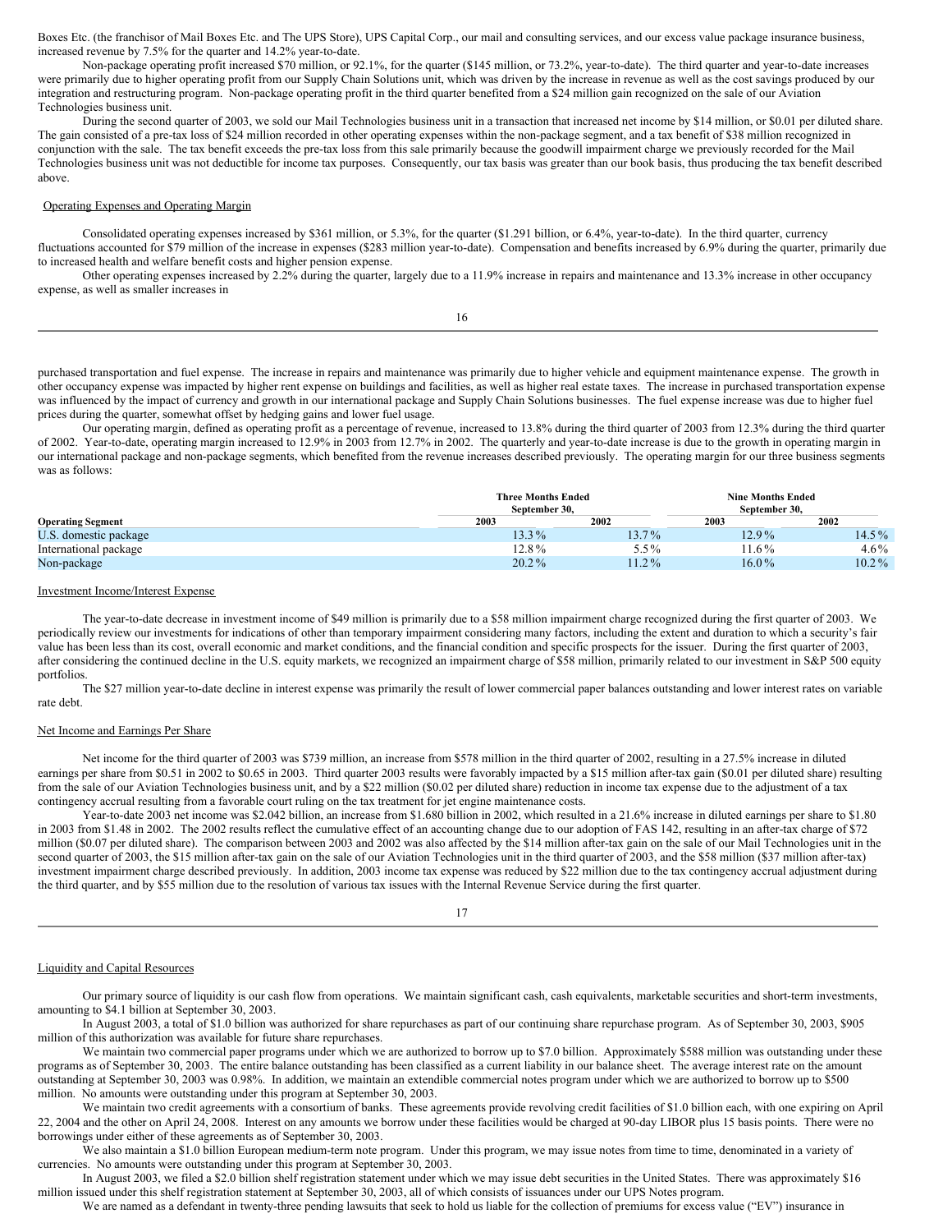Boxes Etc. (the franchisor of Mail Boxes Etc. and The UPS Store), UPS Capital Corp., our mail and consulting services, and our excess value package insurance business, increased revenue by 7.5% for the quarter and 14.2% year-to-date.

Non-package operating profit increased $70 million, or 92.1%, for the quarter ($145 million, or 73.2%, year-to-date). The third quarter and year-to-date increases were primarily due to higher operating profit from our Supply Chain Solutions unit, which was driven by the increase in revenue as well as the cost savings produced by our integration and restructuring program. Non-package operating profit in the third quarter benefited from a $24 million gain recognized on the sale of our Aviation Technologies business unit.

During the second quarter of 2003, we sold our Mail Technologies business unit in a transaction that increased net income by $14 million, or $0.01 per diluted share. The gain consisted of a pre-tax loss of $24 million recorded in other operating expenses within the non-package segment, and a tax benefit of $38 million recognized in conjunction with the sale. The tax benefit exceeds the pre-tax loss from this sale primarily because the goodwill impairment charge we previously recorded for the Mail Technologies business unit was not deductible for income tax purposes. Consequently, our tax basis was greater than our book basis, thus producing the tax benefit described above.

## Operating Expenses and Operating Margin

Consolidated operating expenses increased by $361 million, or 5.3%, for the quarter ($1.291 billion, or 6.4%, year-to-date). In the third quarter, currency fluctuations accounted for $79 million of the increase in expenses ($283 million year-to-date). Compensation and benefits increased by 6.9% during the quarter, primarily due to increased health and welfare benefit costs and higher pension expense.

Other operating expenses increased by 2.2% during the quarter, largely due to a 11.9% increase in repairs and maintenance and 13.3% increase in other occupancy expense, as well as smaller increases in purchased transportation and fuel expense. The increase in repairs and maintenance was primarily due to higher vehicle and equipment maintenance expense. The growth in other occupancy expense was impacted by higher rent expense on buildings and facilities, as well as higher real estate taxes. The increase in purchased transportation expense was influenced by the impact of currency and growth in our international package and Supply Chain Solutions businesses. The fuel expense increase was due to higher fuel prices during the quarter, somewhat offset by hedging gains and lower fuel usage.

Our operating margin, defined as operating profit as a percentage of revenue, increased to 13.8% during the third quarter of 2003 from 12.3% during the third quarter of 2002. Year-to-date, operating margin increased to 12.9% in 2003 from 12.7% in 2002. The quarterly and year-to-date increase is due to the growth in operating margin in our international package and non-package segments, which benefited from the revenue increases described previously. The operating margin for our three business segments was as follows:

| | Three Months Ended September 30, | | Nine Months Ended September 30, | |
|---|---|---|---|---|
| **Operating Segment** | **2003** | **2002** | **2003** | **2002** |
| U.S. domestic package | 13.3% | 13.7% | 12.9% | 14.5% |
| International package | 12.8% | 5.5% | 11.6% | 4.6% |
| Non-package | 20.2% | 11.2% | 16.0% | 10.2% |

## Investment Income/Interest Expense

The year-to-date decrease in investment income of $49 million is primarily due to a $58 million impairment charge recognized during the first quarter of 2003. We periodically review our investments for indications of other than temporary impairment considering many factors, including the extent and duration to which a security's fair value has been less than its cost, overall economic and market conditions, and the financial condition and specific prospects for the issuer. During the first quarter of 2003, after considering the continued decline in the U.S. equity markets, we recognized an impairment charge of $58 million, primarily related to our investment in S&P 500 equity portfolios.

The $27 million year-to-date decline in interest expense was primarily the result of lower commercial paper balances outstanding and lower interest rates on variable rate debt.

## Net Income and Earnings Per Share

Net income for the third quarter of 2003 was $739 million, an increase from $578 million in the third quarter of 2002, resulting in a 27.5% increase in diluted earnings per share from $0.51 in 2002 to $0.65 in 2003. Third quarter 2003 results were favorably impacted by a $15 million after-tax gain ($0.01 per diluted share) resulting from the sale of our Aviation Technologies business unit, and by a $22 million ($0.02 per diluted share) reduction in income tax expense due to the adjustment of a tax contingency accrual resulting from a favorable court ruling on the tax treatment for jet engine maintenance costs.

Year-to-date 2003 net income was $2.042 billion, an increase from $1.680 billion in 2002, which resulted in a 21.6% increase in diluted earnings per share to $1.80 in 2003 from $1.48 in 2002. The 2002 results reflect the cumulative effect of an accounting change due to our adoption of FAS 142, resulting in an after-tax charge of $72 million ($0.07 per diluted share). The comparison between 2003 and 2002 was also affected by the $14 million after-tax gain on the sale of our Mail Technologies unit in the second quarter of 2003, the $15 million after-tax gain on the sale of our Aviation Technologies unit in the third quarter of 2003, and the $58 million ($37 million after-tax) investment impairment charge described previously. In addition, 2003 income tax expense was reduced by $22 million due to the tax contingency accrual adjustment during the third quarter, and by $55 million due to the resolution of various tax issues with the Internal Revenue Service during the first quarter.

## Liquidity and Capital Resources

Our primary source of liquidity is our cash flow from operations. We maintain significant cash, cash equivalents, marketable securities and short-term investments, amounting to $4.1 billion at September 30, 2003.

In August 2003, a total of $1.0 billion was authorized for share repurchases as part of our continuing share repurchase program. As of September 30, 2003, $905 million of this authorization was available for future share repurchases.

We maintain two commercial paper programs under which we are authorized to borrow up to $7.0 billion. Approximately $588 million was outstanding under these programs as of September 30, 2003. The entire balance outstanding has been classified as a current liability in our balance sheet. The average interest rate on the amount outstanding at September 30, 2003 was 0.98%. In addition, we maintain an extendible commercial notes program under which we are authorized to borrow up to $500 million. No amounts were outstanding under this program at September 30, 2003.

We maintain two credit agreements with a consortium of banks. These agreements provide revolving credit facilities of $1.0 billion each, with one expiring on April 22, 2004 and the other on April 24, 2008. Interest on any amounts we borrow under these facilities would be charged at 90-day LIBOR plus 15 basis points. There were no borrowings under either of these agreements as of September 30, 2003.

We also maintain a $1.0 billion European medium-term note program. Under this program, we may issue notes from time to time, denominated in a variety of currencies. No amounts were outstanding under this program at September 30, 2003.

In August 2003, we filed a $2.0 billion shelf registration statement under which we may issue debt securities in the United States. There was approximately $16 million issued under this shelf registration statement at September 30, 2003, all of which consists of issuances under our UPS Notes program.

We are named as a defendant in twenty-three pending lawsuits that seek to hold us liable for the collection of premiums for excess value ("EV") insurance in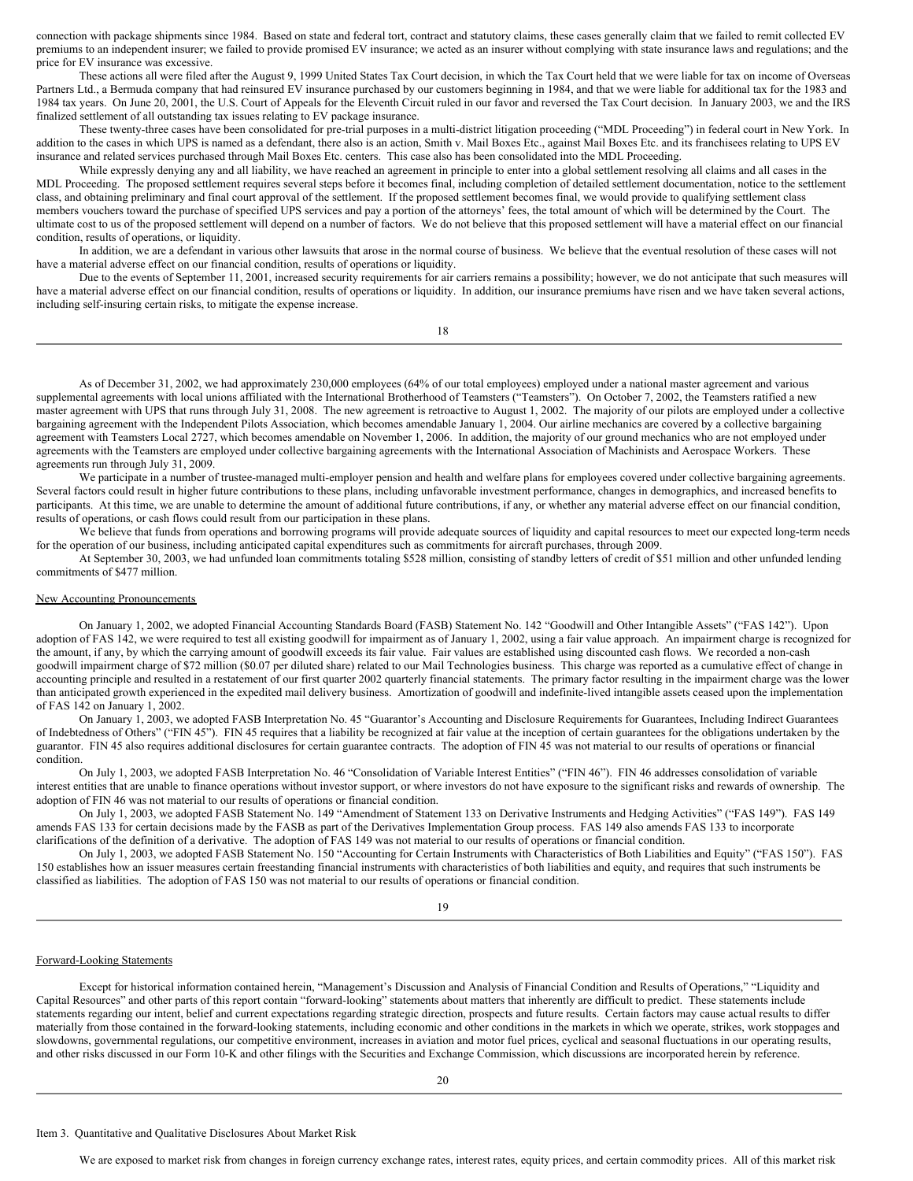connection with package shipments since 1984. Based on state and federal tort, contract and statutory claims, these cases generally claim that we failed to remit collected EV premiums to an independent insurer; we failed to provide promised EV insurance; we acted as an insurer without complying with state insurance laws and regulations; and the price for EV insurance was excessive.

These actions all were filed after the August 9, 1999 United States Tax Court decision, in which the Tax Court held that we were liable for tax on income of Overseas Partners Ltd., a Bermuda company that had reinsured EV insurance purchased by our customers beginning in 1984, and that we were liable for additional tax for the 1983 and 1984 tax years. On June 20, 2001, the U.S. Court of Appeals for the Eleventh Circuit ruled in our favor and reversed the Tax Court decision. In January 2003, we and the IRS finalized settlement of all outstanding tax issues relating to EV package insurance.

These twenty-three cases have been consolidated for pre-trial purposes in a multi-district litigation proceeding ("MDL Proceeding") in federal court in New York. In addition to the cases in which UPS is named as a defendant, there also is an action, Smith v. Mail Boxes Etc., against Mail Boxes Etc. and its franchisees relating to UPS EV insurance and related services purchased through Mail Boxes Etc. centers. This case also has been consolidated into the MDL Proceeding.

While expressly denying any and all liability, we have reached an agreement in principle to enter into a global settlement resolving all claims and all cases in the MDL Proceeding. The proposed settlement requires several steps before it becomes final, including completion of detailed settlement documentation, notice to the settlement class, and obtaining preliminary and final court approval of the settlement. If the proposed settlement becomes final, we would provide to qualifying settlement class members vouchers toward the purchase of specified UPS services and pay a portion of the attorneys' fees, the total amount of which will be determined by the Court. The ultimate cost to us of the proposed settlement will depend on a number of factors. We do not believe that this proposed settlement will have a material effect on our financial condition, results of operations, or liquidity.

In addition, we are a defendant in various other lawsuits that arose in the normal course of business. We believe that the eventual resolution of these cases will not have a material adverse effect on our financial condition, results of operations or liquidity.

Due to the events of September 11, 2001, increased security requirements for air carriers remains a possibility; however, we do not anticipate that such measures will have a material adverse effect on our financial condition, results of operations or liquidity. In addition, our insurance premiums have risen and we have taken several actions, including self-insuring certain risks, to mitigate the expense increase.

As of December 31, 2002, we had approximately 230,000 employees (64% of our total employees) employed under a national master agreement and various supplemental agreements with local unions affiliated with the International Brotherhood of Teamsters ("Teamsters"). On October 7, 2002, the Teamsters ratified a new master agreement with UPS that runs through July 31, 2008. The new agreement is retroactive to August 1, 2002. The majority of our pilots are employed under a collective bargaining agreement with the Independent Pilots Association, which becomes amendable January 1, 2004. Our airline mechanics are covered by a collective bargaining agreement with Teamsters Local 2727, which becomes amendable on November 1, 2006. In addition, the majority of our ground mechanics who are not employed under agreements with the Teamsters are employed under collective bargaining agreements with the International Association of Machinists and Aerospace Workers. These agreements run through July 31, 2009.

We participate in a number of trustee-managed multi-employer pension and health and welfare plans for employees covered under collective bargaining agreements. Several factors could result in higher future contributions to these plans, including unfavorable investment performance, changes in demographics, and increased benefits to participants. At this time, we are unable to determine the amount of additional future contributions, if any, or whether any material adverse effect on our financial condition, results of operations, or cash flows could result from our participation in these plans.

We believe that funds from operations and borrowing programs will provide adequate sources of liquidity and capital resources to meet our expected long-term needs for the operation of our business, including anticipated capital expenditures such as commitments for aircraft purchases, through 2009.

At September 30, 2003, we had unfunded loan commitments totaling $528 million, consisting of standby letters of credit of $51 million and other unfunded lending commitments of $477 million.

## New Accounting Pronouncements

On January 1, 2002, we adopted Financial Accounting Standards Board (FASB) Statement No. 142 "Goodwill and Other Intangible Assets" ("FAS 142"). Upon adoption of FAS 142, we were required to test all existing goodwill for impairment as of January 1, 2002, using a fair value approach. An impairment charge is recognized for the amount, if any, by which the carrying amount of goodwill exceeds its fair value. Fair values are established using discounted cash flows. We recorded a non-cash goodwill impairment charge of $72 million ($0.07 per diluted share) related to our Mail Technologies business. This charge was reported as a cumulative effect of change in accounting principle and resulted in a restatement of our first quarter 2002 quarterly financial statements. The primary factor resulting in the impairment charge was the lower than anticipated growth experienced in the expedited mail delivery business. Amortization of goodwill and indefinite-lived intangible assets ceased upon the implementation of FAS 142 on January 1, 2002.

On January 1, 2003, we adopted FASB Interpretation No. 45 "Guarantor's Accounting and Disclosure Requirements for Guarantees, Including Indirect Guarantees of Indebtedness of Others" ("FIN 45"). FIN 45 requires that a liability be recognized at fair value at the inception of certain guarantees for the obligations undertaken by the guarantor. FIN 45 also requires additional disclosures for certain guarantee contracts. The adoption of FIN 45 was not material to our results of operations or financial condition.

On July 1, 2003, we adopted FASB Interpretation No. 46 "Consolidation of Variable Interest Entities" ("FIN 46"). FIN 46 addresses consolidation of variable interest entities that are unable to finance operations without investor support, or where investors do not have exposure to the significant risks and rewards of ownership. The adoption of FIN 46 was not material to our results of operations or financial condition.

On July 1, 2003, we adopted FASB Statement No. 149 "Amendment of Statement 133 on Derivative Instruments and Hedging Activities" ("FAS 149"). FAS 149 amends FAS 133 for certain decisions made by the FASB as part of the Derivatives Implementation Group process. FAS 149 also amends FAS 133 to incorporate clarifications of the definition of a derivative. The adoption of FAS 149 was not material to our results of operations or financial condition.

On July 1, 2003, we adopted FASB Statement No. 150 "Accounting for Certain Instruments with Characteristics of Both Liabilities and Equity" ("FAS 150"). FAS 150 establishes how an issuer measures certain freestanding financial instruments with characteristics of both liabilities and equity, and requires that such instruments be classified as liabilities. The adoption of FAS 150 was not material to our results of operations or financial condition.

## Forward-Looking Statements

Except for historical information contained herein, "Management's Discussion and Analysis of Financial Condition and Results of Operations," "Liquidity and Capital Resources" and other parts of this report contain "forward-looking" statements about matters that inherently are difficult to predict. These statements include statements regarding our intent, belief and current expectations regarding strategic direction, prospects and future results. Certain factors may cause actual results to differ materially from those contained in the forward-looking statements, including economic and other conditions in the markets in which we operate, strikes, work stoppages and slowdowns, governmental regulations, our competitive environment, increases in aviation and motor fuel prices, cyclical and seasonal fluctuations in our operating results, and other risks discussed in our Form 10-K and other filings with the Securities and Exchange Commission, which discussions are incorporated herein by reference.

## Item 3. Quantitative and Qualitative Disclosures About Market Risk

We are exposed to market risk from changes in foreign currency exchange rates, interest rates, equity prices, and certain commodity prices. All of this market risk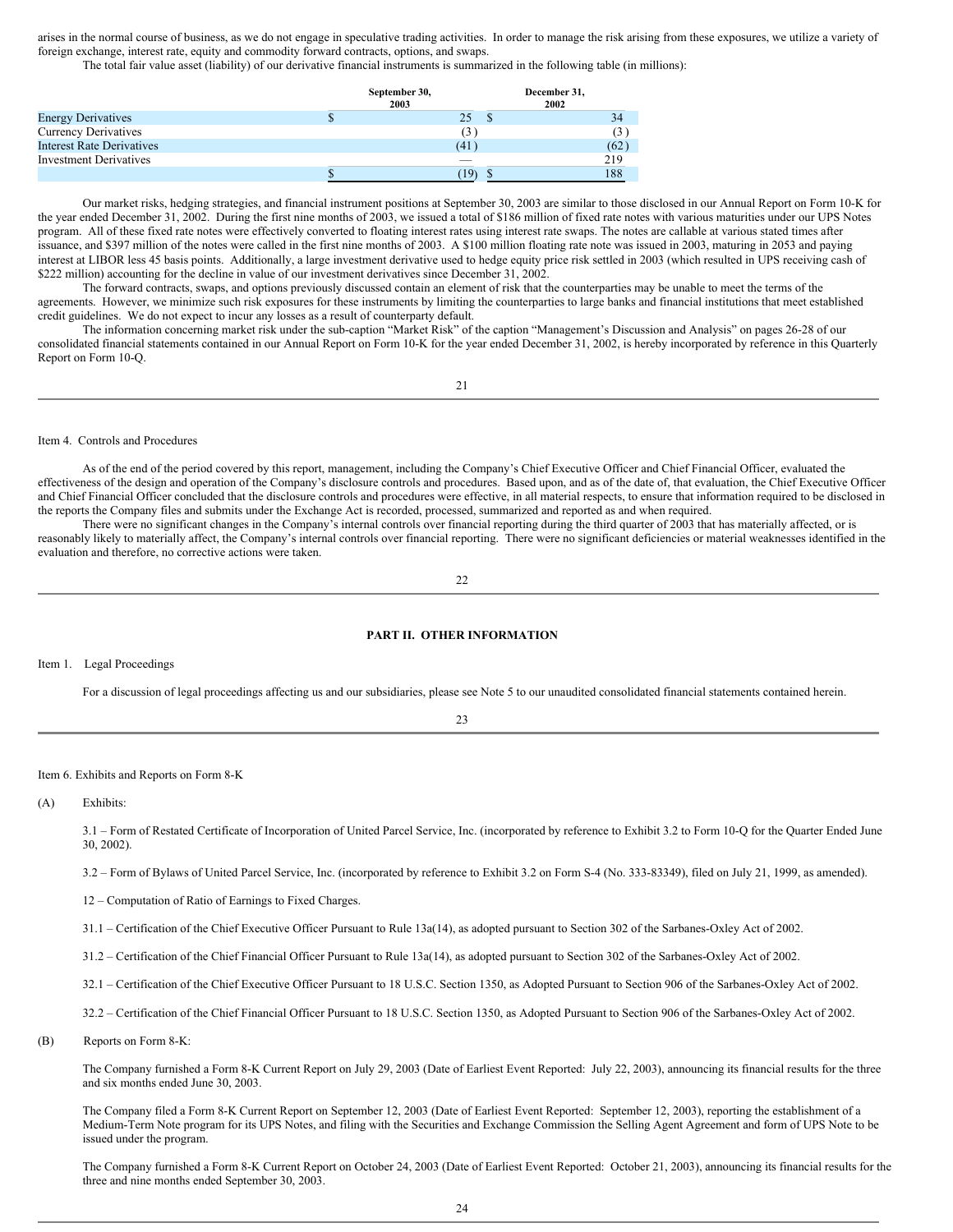arises in the normal course of business, as we do not engage in speculative trading activities. In order to manage the risk arising from these exposures, we utilize a variety of foreign exchange, interest rate, equity and commodity forward contracts, options, and swaps.

The total fair value asset (liability) of our derivative financial instruments is summarized in the following table (in millions):

| | September 30, 2003 | December 31, 2002 |
|---|---|---|
| Energy Derivatives | $ 25 | $ 34 |
| Currency Derivatives | (3) | (3) |
| Interest Rate Derivatives | (41) | (62) |
| Investment Derivatives | — | 219 |
| | $ (19) | $ 188 |

Our market risks, hedging strategies, and financial instrument positions at September 30, 2003 are similar to those disclosed in our Annual Report on Form 10-K for the year ended December 31, 2002. During the first nine months of 2003, we issued a total of $186 million of fixed rate notes with various maturities under our UPS Notes program. All of these fixed rate notes were effectively converted to floating interest rates using interest rate swaps. The notes are callable at various stated times after issuance, and $397 million of the notes were called in the first nine months of 2003. A $100 million floating rate note was issued in 2003, maturing in 2053 and paying interest at LIBOR less 45 basis points. Additionally, a large investment derivative used to hedge equity price risk settled in 2003 (which resulted in UPS receiving cash of $222 million) accounting for the decline in value of our investment derivatives since December 31, 2002.

The forward contracts, swaps, and options previously discussed contain an element of risk that the counterparties may be unable to meet the terms of the agreements. However, we minimize such risk exposures for these instruments by limiting the counterparties to large banks and financial institutions that meet established credit guidelines. We do not expect to incur any losses as a result of counterparty default.

The information concerning market risk under the sub-caption "Market Risk" of the caption "Management's Discussion and Analysis" on pages 26-28 of our consolidated financial statements contained in our Annual Report on Form 10-K for the year ended December 31, 2002, is hereby incorporated by reference in this Quarterly Report on Form 10-Q.

## Item 4. Controls and Procedures

As of the end of the period covered by this report, management, including the Company's Chief Executive Officer and Chief Financial Officer, evaluated the effectiveness of the design and operation of the Company's disclosure controls and procedures. Based upon, and as of the date of, that evaluation, the Chief Executive Officer and Chief Financial Officer concluded that the disclosure controls and procedures were effective, in all material respects, to ensure that information required to be disclosed in the reports the Company files and submits under the Exchange Act is recorded, processed, summarized and reported as and when required.

There were no significant changes in the Company's internal controls over financial reporting during the third quarter of 2003 that has materially affected, or is reasonably likely to materially affect, the Company's internal controls over financial reporting. There were no significant deficiencies or material weaknesses identified in the evaluation and therefore, no corrective actions were taken.

# PART II. OTHER INFORMATION

## Item 1. Legal Proceedings

For a discussion of legal proceedings affecting us and our subsidiaries, please see Note 5 to our unaudited consolidated financial statements contained herein.

## Item 6. Exhibits and Reports on Form 8-K

(A) Exhibits:

3.1 – Form of Restated Certificate of Incorporation of United Parcel Service, Inc. (incorporated by reference to Exhibit 3.2 to Form 10-Q for the Quarter Ended June 30, 2002).

3.2 – Form of Bylaws of United Parcel Service, Inc. (incorporated by reference to Exhibit 3.2 on Form S-4 (No. 333-83349), filed on July 21, 1999, as amended).

12 – Computation of Ratio of Earnings to Fixed Charges.

31.1 – Certification of the Chief Executive Officer Pursuant to Rule 13a(14), as adopted pursuant to Section 302 of the Sarbanes-Oxley Act of 2002.

31.2 – Certification of the Chief Financial Officer Pursuant to Rule 13a(14), as adopted pursuant to Section 302 of the Sarbanes-Oxley Act of 2002.

32.1 – Certification of the Chief Executive Officer Pursuant to 18 U.S.C. Section 1350, as Adopted Pursuant to Section 906 of the Sarbanes-Oxley Act of 2002.

32.2 – Certification of the Chief Financial Officer Pursuant to 18 U.S.C. Section 1350, as Adopted Pursuant to Section 906 of the Sarbanes-Oxley Act of 2002.

(B) Reports on Form 8-K:

The Company furnished a Form 8-K Current Report on July 29, 2003 (Date of Earliest Event Reported: July 22, 2003), announcing its financial results for the three and six months ended June 30, 2003.

The Company filed a Form 8-K Current Report on September 12, 2003 (Date of Earliest Event Reported: September 12, 2003), reporting the establishment of a Medium-Term Note program for its UPS Notes, and filing with the Securities and Exchange Commission the Selling Agent Agreement and form of UPS Note to be issued under the program.

The Company furnished a Form 8-K Current Report on October 24, 2003 (Date of Earliest Event Reported: October 21, 2003), announcing its financial results for the three and nine months ended September 30, 2003.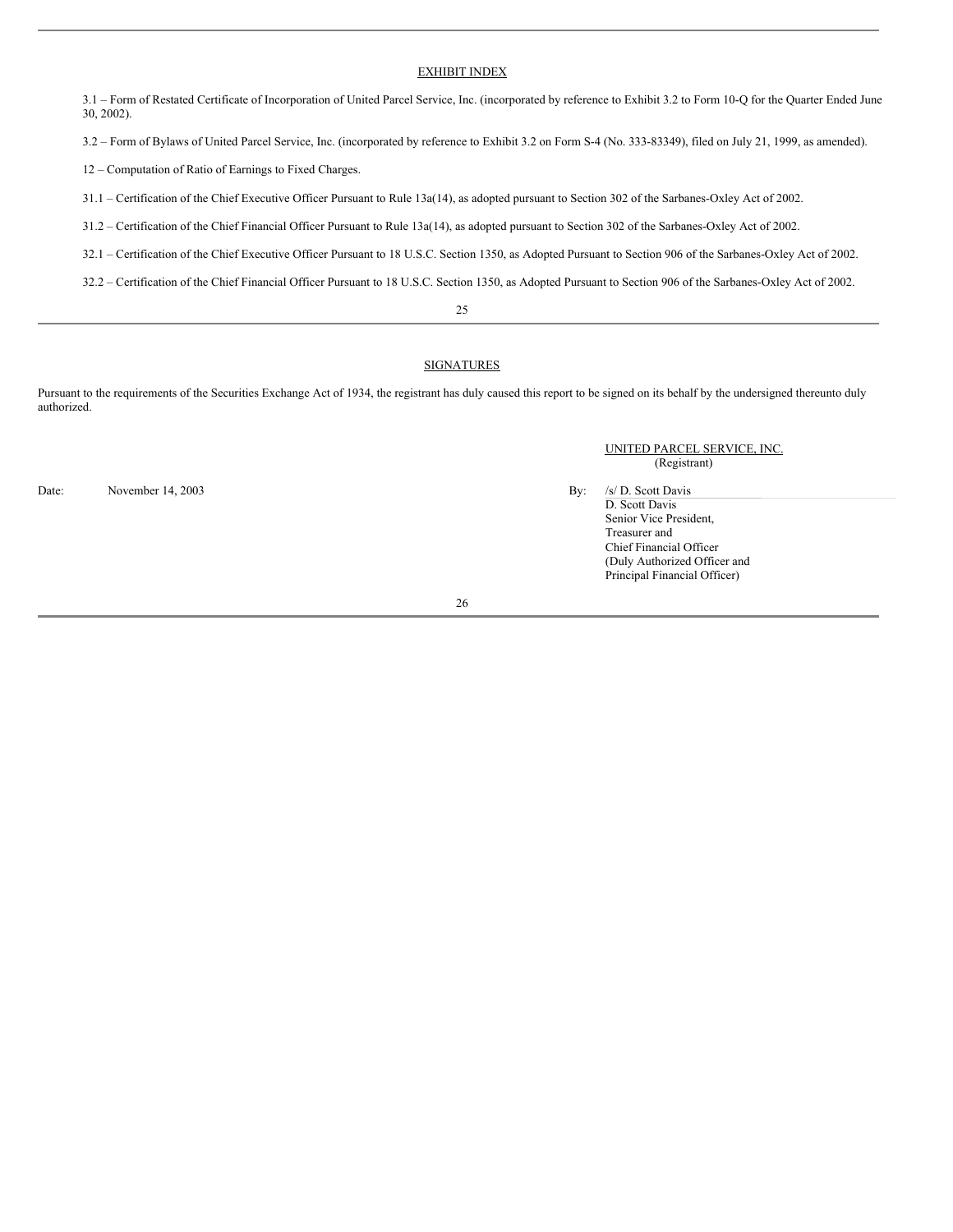## EXHIBIT INDEX

3.1 – Form of Restated Certificate of Incorporation of United Parcel Service, Inc. (incorporated by reference to Exhibit 3.2 to Form 10-Q for the Quarter Ended June 30, 2002).

3.2 – Form of Bylaws of United Parcel Service, Inc. (incorporated by reference to Exhibit 3.2 on Form S-4 (No. 333-83349), filed on July 21, 1999, as amended).

12 – Computation of Ratio of Earnings to Fixed Charges.

31.1 – Certification of the Chief Executive Officer Pursuant to Rule 13a(14), as adopted pursuant to Section 302 of the Sarbanes-Oxley Act of 2002.

31.2 – Certification of the Chief Financial Officer Pursuant to Rule 13a(14), as adopted pursuant to Section 302 of the Sarbanes-Oxley Act of 2002.

32.1 – Certification of the Chief Executive Officer Pursuant to 18 U.S.C. Section 1350, as Adopted Pursuant to Section 906 of the Sarbanes-Oxley Act of 2002.

32.2 – Certification of the Chief Financial Officer Pursuant to 18 U.S.C. Section 1350, as Adopted Pursuant to Section 906 of the Sarbanes-Oxley Act of 2002.

## SIGNATURES

Pursuant to the requirements of the Securities Exchange Act of 1934, the registrant has duly caused this report to be signed on its behalf by the undersigned thereunto duly authorized.

UNITED PARCEL SERVICE, INC.
(Registrant)

Date: November 14, 2003

By: /s/ D. Scott Davis
D. Scott Davis
Senior Vice President,
Treasurer and
Chief Financial Officer
(Duly Authorized Officer and
Principal Financial Officer)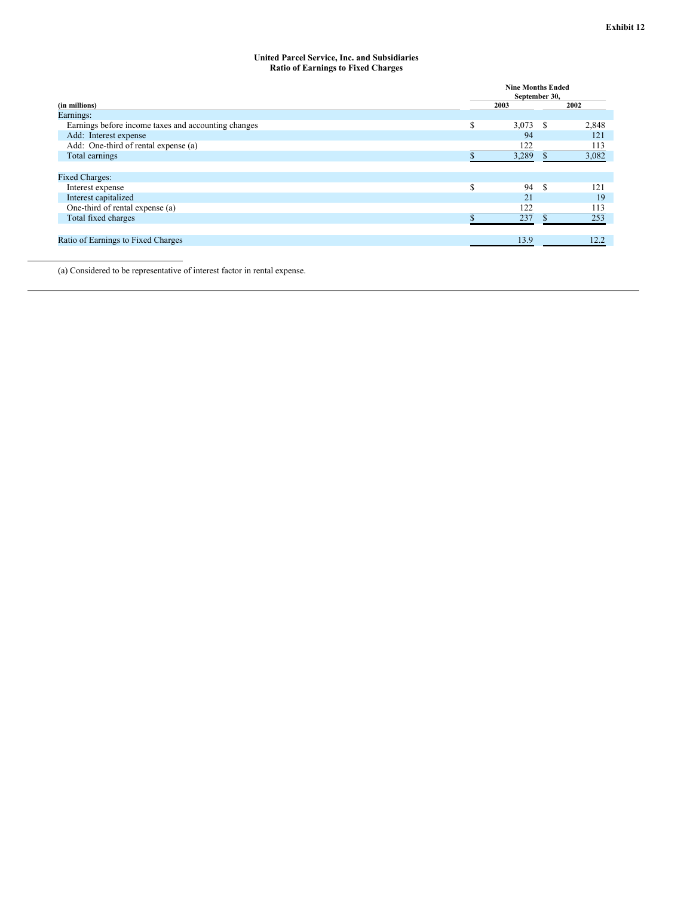Exhibit 12

**United Parcel Service, Inc. and Subsidiaries**
**Ratio of Earnings to Fixed Charges**

| (in millions) | Nine Months Ended September 30, 2003 | Nine Months Ended September 30, 2002 |
|---|---|---|
| Earnings: | | |
| Earnings before income taxes and accounting changes | $ 3,073 | $ 2,848 |
| Add: Interest expense | 94 | 121 |
| Add: One-third of rental expense (a) | 122 | 113 |
| Total earnings | $ 3,289 | $ 3,082 |
| | | |
| Fixed Charges: | | |
| Interest expense | $ 94 | $ 121 |
| Interest capitalized | 21 | 19 |
| One-third of rental expense (a) | 122 | 113 |
| Total fixed charges | $ 237 | $ 253 |
| | | |
| Ratio of Earnings to Fixed Charges | 13.9 | 12.2 |

(a) Considered to be representative of interest factor in rental expense.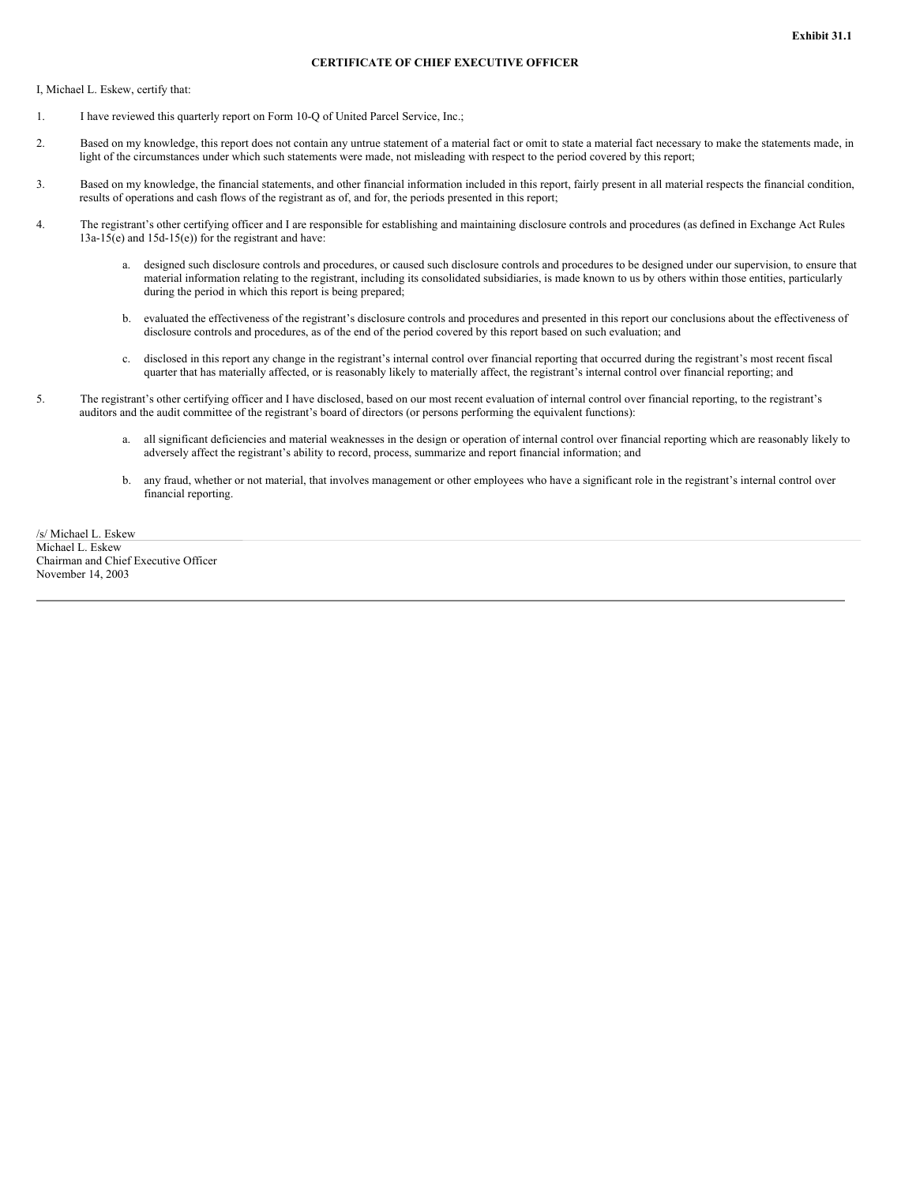**Exhibit 31.1**

**CERTIFICATE OF CHIEF EXECUTIVE OFFICER**

I, Michael L. Eskew, certify that:

1. I have reviewed this quarterly report on Form 10-Q of United Parcel Service, Inc.;

2. Based on my knowledge, this report does not contain any untrue statement of a material fact or omit to state a material fact necessary to make the statements made, in light of the circumstances under which such statements were made, not misleading with respect to the period covered by this report;

3. Based on my knowledge, the financial statements, and other financial information included in this report, fairly present in all material respects the financial condition, results of operations and cash flows of the registrant as of, and for, the periods presented in this report;

4. The registrant's other certifying officer and I are responsible for establishing and maintaining disclosure controls and procedures (as defined in Exchange Act Rules 13a-15(e) and 15d-15(e)) for the registrant and have:

   a. designed such disclosure controls and procedures, or caused such disclosure controls and procedures to be designed under our supervision, to ensure that material information relating to the registrant, including its consolidated subsidiaries, is made known to us by others within those entities, particularly during the period in which this report is being prepared;

   b. evaluated the effectiveness of the registrant's disclosure controls and procedures and presented in this report our conclusions about the effectiveness of disclosure controls and procedures, as of the end of the period covered by this report based on such evaluation; and

   c. disclosed in this report any change in the registrant's internal control over financial reporting that occurred during the registrant's most recent fiscal quarter that has materially affected, or is reasonably likely to materially affect, the registrant's internal control over financial reporting; and

5. The registrant's other certifying officer and I have disclosed, based on our most recent evaluation of internal control over financial reporting, to the registrant's auditors and the audit committee of the registrant's board of directors (or persons performing the equivalent functions):

   a. all significant deficiencies and material weaknesses in the design or operation of internal control over financial reporting which are reasonably likely to adversely affect the registrant's ability to record, process, summarize and report financial information; and

   b. any fraud, whether or not material, that involves management or other employees who have a significant role in the registrant's internal control over financial reporting.

/s/ Michael L. Eskew
Michael L. Eskew
Chairman and Chief Executive Officer
November 14, 2003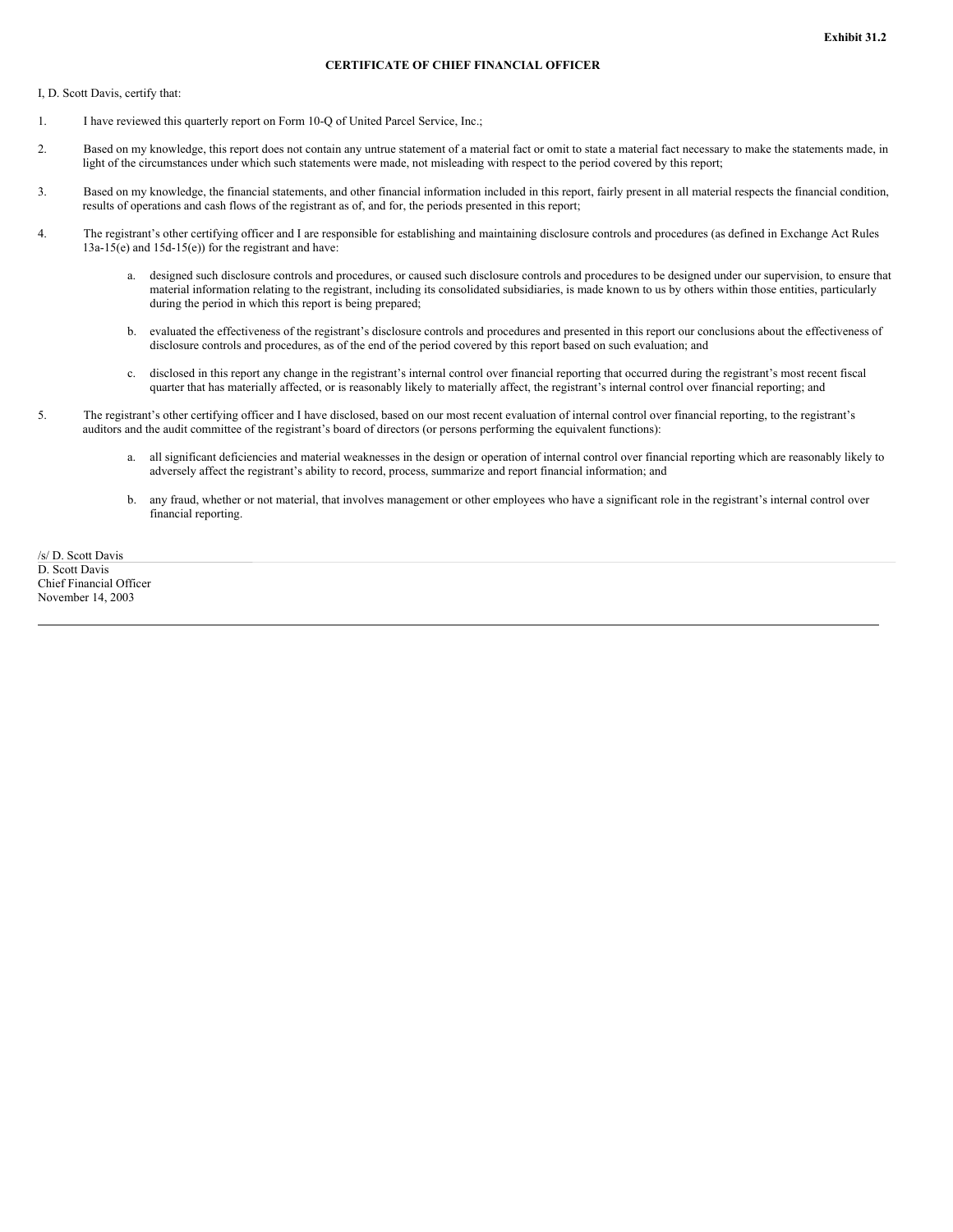**Exhibit 31.2**

**CERTIFICATE OF CHIEF FINANCIAL OFFICER**

I, D. Scott Davis, certify that:

1. I have reviewed this quarterly report on Form 10-Q of United Parcel Service, Inc.;

2. Based on my knowledge, this report does not contain any untrue statement of a material fact or omit to state a material fact necessary to make the statements made, in light of the circumstances under which such statements were made, not misleading with respect to the period covered by this report;

3. Based on my knowledge, the financial statements, and other financial information included in this report, fairly present in all material respects the financial condition, results of operations and cash flows of the registrant as of, and for, the periods presented in this report;

4. The registrant's other certifying officer and I are responsible for establishing and maintaining disclosure controls and procedures (as defined in Exchange Act Rules 13a-15(e) and 15d-15(e)) for the registrant and have:

   a. designed such disclosure controls and procedures, or caused such disclosure controls and procedures to be designed under our supervision, to ensure that material information relating to the registrant, including its consolidated subsidiaries, is made known to us by others within those entities, particularly during the period in which this report is being prepared;

   b. evaluated the effectiveness of the registrant's disclosure controls and procedures and presented in this report our conclusions about the effectiveness of disclosure controls and procedures, as of the end of the period covered by this report based on such evaluation; and

   c. disclosed in this report any change in the registrant's internal control over financial reporting that occurred during the registrant's most recent fiscal quarter that has materially affected, or is reasonably likely to materially affect, the registrant's internal control over financial reporting; and

5. The registrant's other certifying officer and I have disclosed, based on our most recent evaluation of internal control over financial reporting, to the registrant's auditors and the audit committee of the registrant's board of directors (or persons performing the equivalent functions):

   a. all significant deficiencies and material weaknesses in the design or operation of internal control over financial reporting which are reasonably likely to adversely affect the registrant's ability to record, process, summarize and report financial information; and

   b. any fraud, whether or not material, that involves management or other employees who have a significant role in the registrant's internal control over financial reporting.

/s/ D. Scott Davis
D. Scott Davis
Chief Financial Officer
November 14, 2003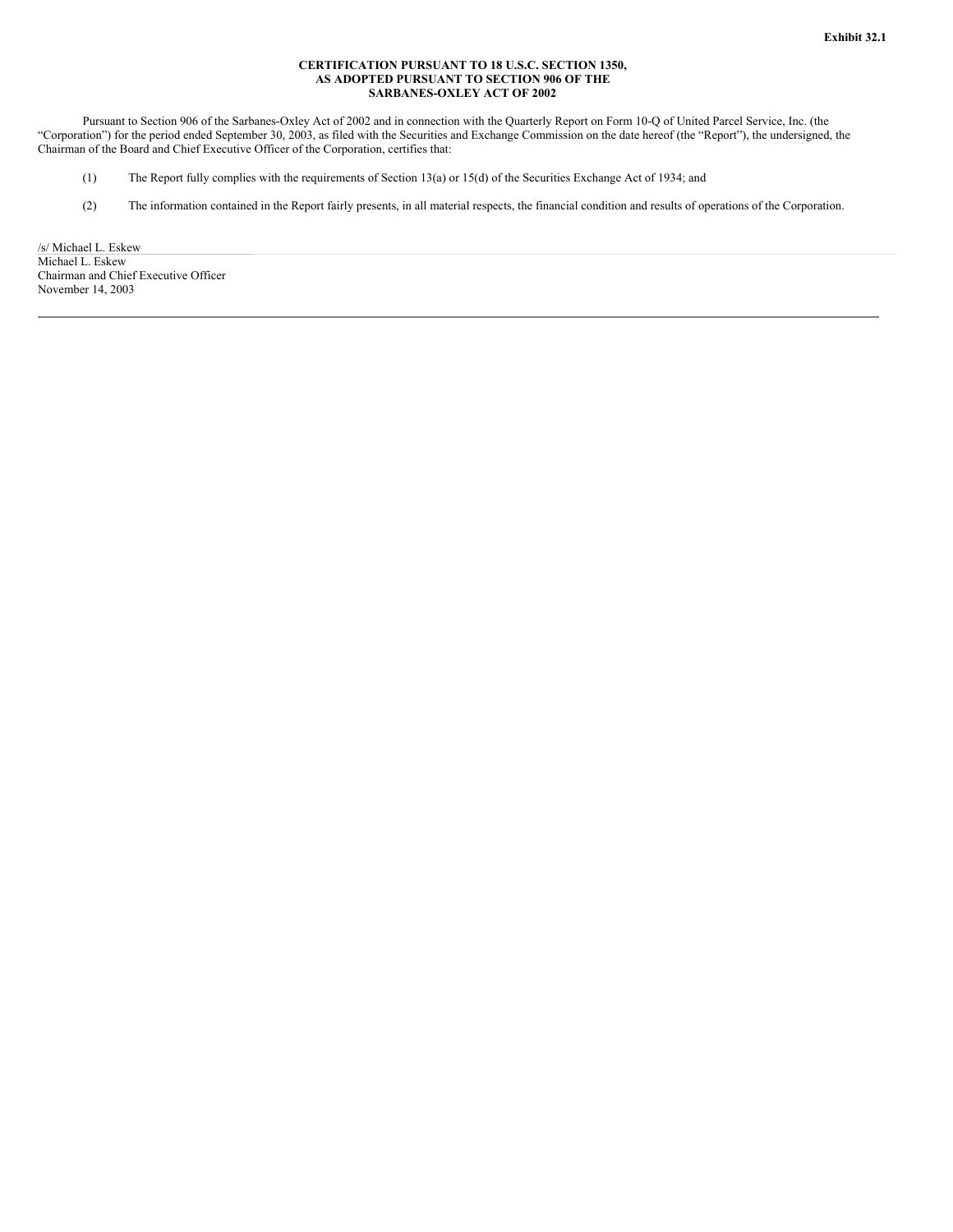**Exhibit 32.1**

**CERTIFICATION PURSUANT TO 18 U.S.C. SECTION 1350, AS ADOPTED PURSUANT TO SECTION 906 OF THE SARBANES-OXLEY ACT OF 2002**

Pursuant to Section 906 of the Sarbanes-Oxley Act of 2002 and in connection with the Quarterly Report on Form 10-Q of United Parcel Service, Inc. (the "Corporation") for the period ended September 30, 2003, as filed with the Securities and Exchange Commission on the date hereof (the "Report"), the undersigned, the Chairman of the Board and Chief Executive Officer of the Corporation, certifies that:

(1) The Report fully complies with the requirements of Section 13(a) or 15(d) of the Securities Exchange Act of 1934; and

(2) The information contained in the Report fairly presents, in all material respects, the financial condition and results of operations of the Corporation.

/s/ Michael L. Eskew
Michael L. Eskew
Chairman and Chief Executive Officer
November 14, 2003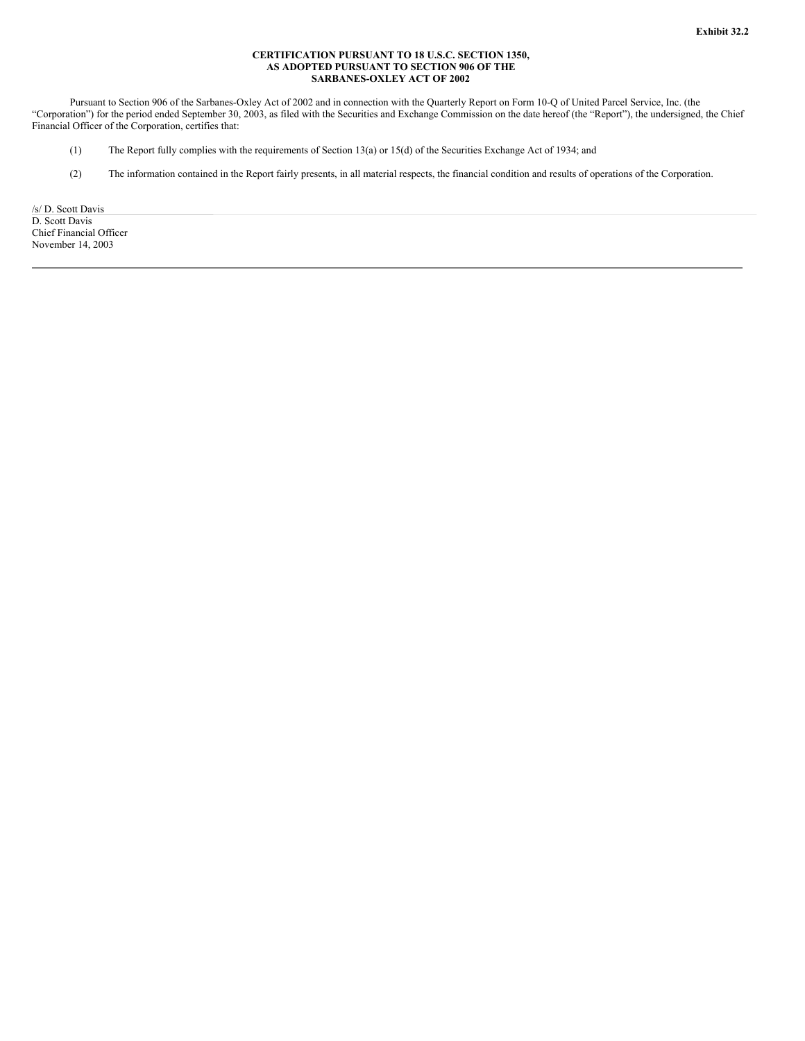**Exhibit 32.2**

**CERTIFICATION PURSUANT TO 18 U.S.C. SECTION 1350,
AS ADOPTED PURSUANT TO SECTION 906 OF THE
SARBANES-OXLEY ACT OF 2002**

Pursuant to Section 906 of the Sarbanes-Oxley Act of 2002 and in connection with the Quarterly Report on Form 10-Q of United Parcel Service, Inc. (the "Corporation") for the period ended September 30, 2003, as filed with the Securities and Exchange Commission on the date hereof (the "Report"), the undersigned, the Chief Financial Officer of the Corporation, certifies that:

(1) The Report fully complies with the requirements of Section 13(a) or 15(d) of the Securities Exchange Act of 1934; and

(2) The information contained in the Report fairly presents, in all material respects, the financial condition and results of operations of the Corporation.

/s/ D. Scott Davis
D. Scott Davis
Chief Financial Officer
November 14, 2003